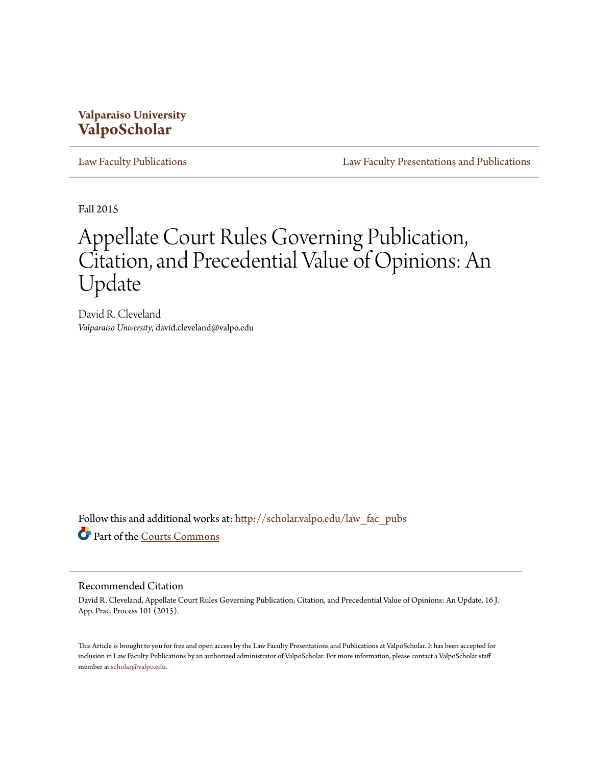Valparaiso University
**ValpoScholar**

Law Faculty Publications | Law Faculty Presentations and Publications

Fall 2015

# Appellate Court Rules Governing Publication, Citation, and Precedential Value of Opinions: An Update

David R. Cleveland
*Valparaiso University*, david.cleveland@valpo.edu

Follow this and additional works at: http://scholar.valpo.edu/law_fac_pubs

Part of the Courts Commons

## Recommended Citation

David R. Cleveland, Appellate Court Rules Governing Publication, Citation, and Precedential Value of Opinions: An Update, 16 J. App. Prac. Process 101 (2015).

This Article is brought to you for free and open access by the Law Faculty Presentations and Publications at ValpoScholar. It has been accepted for inclusion in Law Faculty Publications by an authorized administrator of ValpoScholar. For more information, please contact a ValpoScholar staff member at scholar@valpo.edu.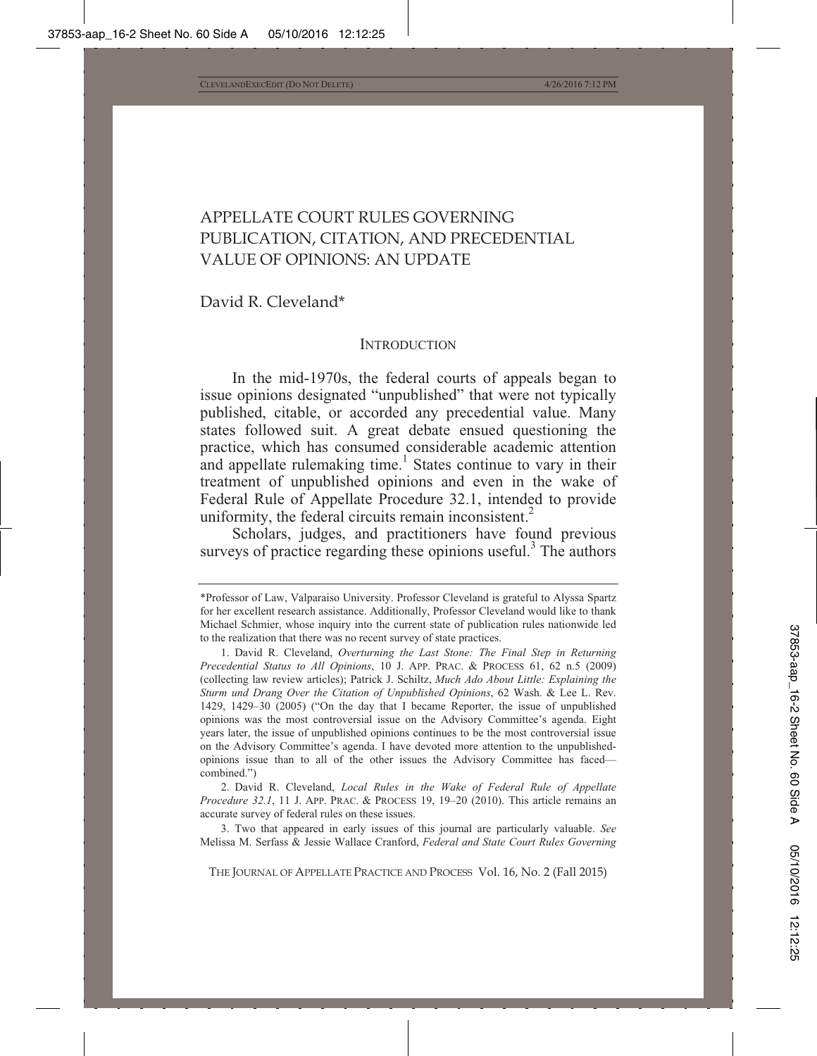# APPELLATE COURT RULES GOVERNING PUBLICATION, CITATION, AND PRECEDENTIAL VALUE OF OPINIONS: AN UPDATE

David R. Cleveland*

## INTRODUCTION

In the mid-1970s, the federal courts of appeals began to issue opinions designated "unpublished" that were not typically published, citable, or accorded any precedential value. Many states followed suit. A great debate ensued questioning the practice, which has consumed considerable academic attention and appellate rulemaking time.[1] States continue to vary in their treatment of unpublished opinions and even in the wake of Federal Rule of Appellate Procedure 32.1, intended to provide uniformity, the federal circuits remain inconsistent.[2]

Scholars, judges, and practitioners have found previous surveys of practice regarding these opinions useful.[3] The authors

---

*Professor of Law, Valparaiso University. Professor Cleveland is grateful to Alyssa Spartz for her excellent research assistance. Additionally, Professor Cleveland would like to thank Michael Schmier, whose inquiry into the current state of publication rules nationwide led to the realization that there was no recent survey of state practices.

1. David R. Cleveland, *Overturning the Last Stone: The Final Step in Returning Precedential Status to All Opinions*, 10 J. APP. PRAC. & PROCESS 61, 62 n.5 (2009) (collecting law review articles); Patrick J. Schiltz, *Much Ado About Little: Explaining the Sturm und Drang Over the Citation of Unpublished Opinions*, 62 Wash. & Lee L. Rev. 1429, 1429–30 (2005) ("On the day that I became Reporter, the issue of unpublished opinions was the most controversial issue on the Advisory Committee's agenda. Eight years later, the issue of unpublished opinions continues to be the most controversial issue on the Advisory Committee's agenda. I have devoted more attention to the unpublished-opinions issue than to all of the other issues the Advisory Committee has faced—combined.")

2. David R. Cleveland, *Local Rules in the Wake of Federal Rule of Appellate Procedure 32.1*, 11 J. APP. PRAC. & PROCESS 19, 19–20 (2010). This article remains an accurate survey of federal rules on these issues.

3. Two that appeared in early issues of this journal are particularly valuable. *See* Melissa M. Serfass & Jessie Wallace Cranford, *Federal and State Court Rules Governing*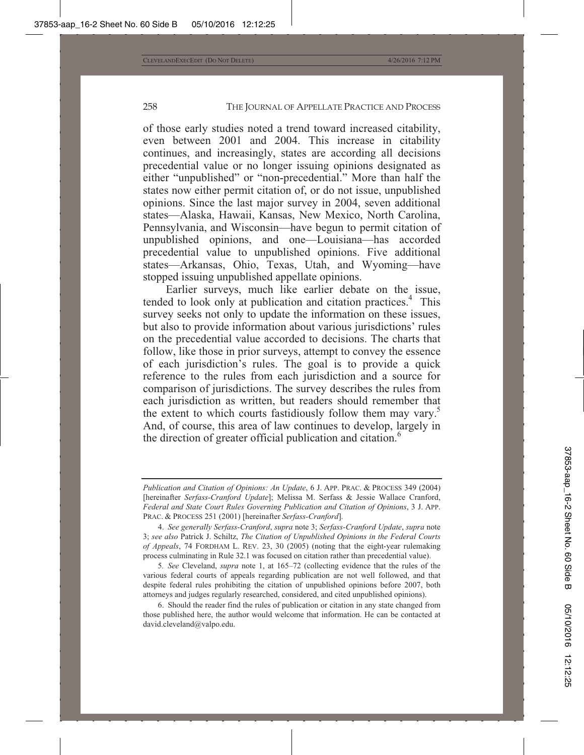of those early studies noted a trend toward increased citability, even between 2001 and 2004. This increase in citability continues, and increasingly, states are according all decisions precedential value or no longer issuing opinions designated as either "unpublished" or "non-precedential." More than half the states now either permit citation of, or do not issue, unpublished opinions. Since the last major survey in 2004, seven additional states—Alaska, Hawaii, Kansas, New Mexico, North Carolina, Pennsylvania, and Wisconsin—have begun to permit citation of unpublished opinions, and one—Louisiana—has accorded precedential value to unpublished opinions. Five additional states—Arkansas, Ohio, Texas, Utah, and Wyoming—have stopped issuing unpublished appellate opinions.

Earlier surveys, much like earlier debate on the issue, tended to look only at publication and citation practices.[4] This survey seeks not only to update the information on these issues, but also to provide information about various jurisdictions' rules on the precedential value accorded to decisions. The charts that follow, like those in prior surveys, attempt to convey the essence of each jurisdiction's rules. The goal is to provide a quick reference to the rules from each jurisdiction and a source for comparison of jurisdictions. The survey describes the rules from each jurisdiction as written, but readers should remember that the extent to which courts fastidiously follow them may vary.[5] And, of course, this area of law continues to develop, largely in the direction of greater official publication and citation.[6]

---

*Publication and Citation of Opinions: An Update*, 6 J. APP. PRAC. & PROCESS 349 (2004) [hereinafter *Serfass-Cranford Update*]; Melissa M. Serfass & Jessie Wallace Cranford, *Federal and State Court Rules Governing Publication and Citation of Opinions*, 3 J. APP. PRAC. & PROCESS 251 (2001) [hereinafter *Serfass-Cranford*].

4. *See generally Serfass-Cranford*, *supra* note 3; *Serfass-Cranford Update*, *supra* note 3; *see also* Patrick J. Schiltz, *The Citation of Unpublished Opinions in the Federal Courts of Appeals*, 74 FORDHAM L. REV. 23, 30 (2005) (noting that the eight-year rulemaking process culminating in Rule 32.1 was focused on citation rather than precedential value).

5. *See* Cleveland, *supra* note 1, at 165–72 (collecting evidence that the rules of the various federal courts of appeals regarding publication are not well followed, and that despite federal rules prohibiting the citation of unpublished opinions before 2007, both attorneys and judges regularly researched, considered, and cited unpublished opinions).

6. Should the reader find the rules of publication or citation in any state changed from those published here, the author would welcome that information. He can be contacted at david.cleveland@valpo.edu.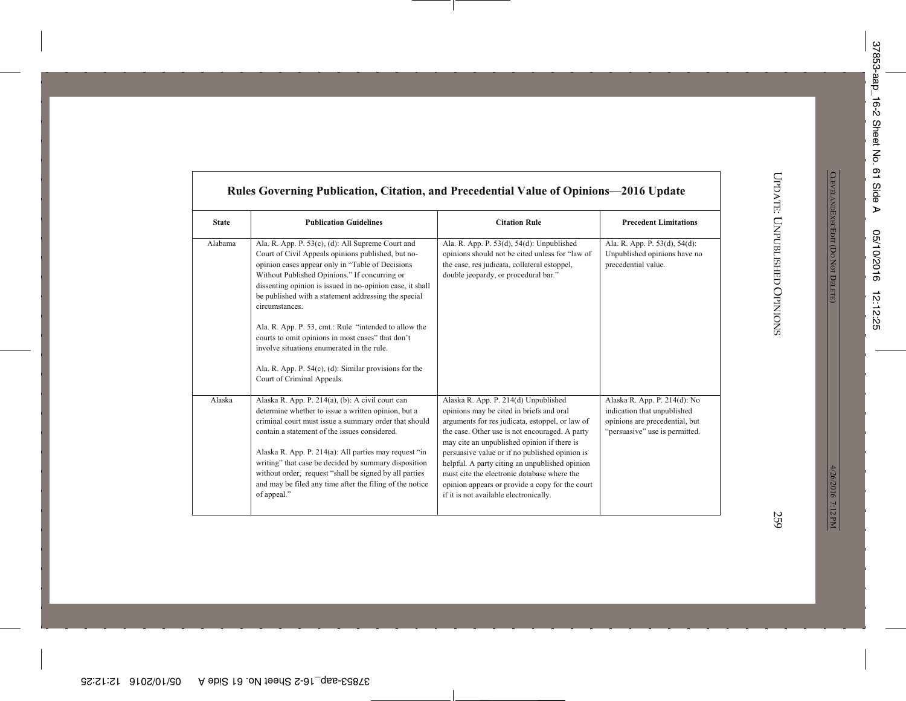**Rules Governing Publication, Citation, and Precedential Value of Opinions—2016 Update**

| State | Publication Guidelines | Citation Rule | Precedent Limitations |
| --- | --- | --- | --- |
| Alabama | Ala. R. App. P. 53(c), (d): All Supreme Court and Court of Civil Appeals opinions published, but no-opinion cases appear only in "Table of Decisions Without Published Opinions." If concurring or dissenting opinion is issued in no-opinion case, it shall be published with a statement addressing the special circumstances.<br><br>Ala. R. App. P. 53, cmt.: Rule "intended to allow the courts to omit opinions in most cases" that don't involve situations enumerated in the rule.<br><br>Ala. R. App. P. 54(c), (d): Similar provisions for the Court of Criminal Appeals. | Ala. R. App. P. 53(d), 54(d): Unpublished opinions should not be cited unless for "law of the case, res judicata, collateral estoppel, double jeopardy, or procedural bar." | Ala. R. App. P. 53(d), 54(d): Unpublished opinions have no precedential value. |
| Alaska | Alaska R. App. P. 214(a), (b): A civil court can determine whether to issue a written opinion, but a criminal court must issue a summary order that should contain a statement of the issues considered.<br><br>Alaska R. App. P. 214(a): All parties may request "in writing" that case be decided by summary disposition without order; request "shall be signed by all parties and may be filed any time after the filing of the notice of appeal." | Alaska R. App. P. 214(d) Unpublished opinions may be cited in briefs and oral arguments for res judicata, estoppel, or law of the case. Other use is not encouraged. A party may cite an unpublished opinion if there is persuasive value or if no published opinion is helpful. A party citing an unpublished opinion must cite the electronic database where the opinion appears or provide a copy for the court if it is not available electronically. | Alaska R. App. P. 214(d): No indication that unpublished opinions are precedential, but "persuasive" use is permitted. |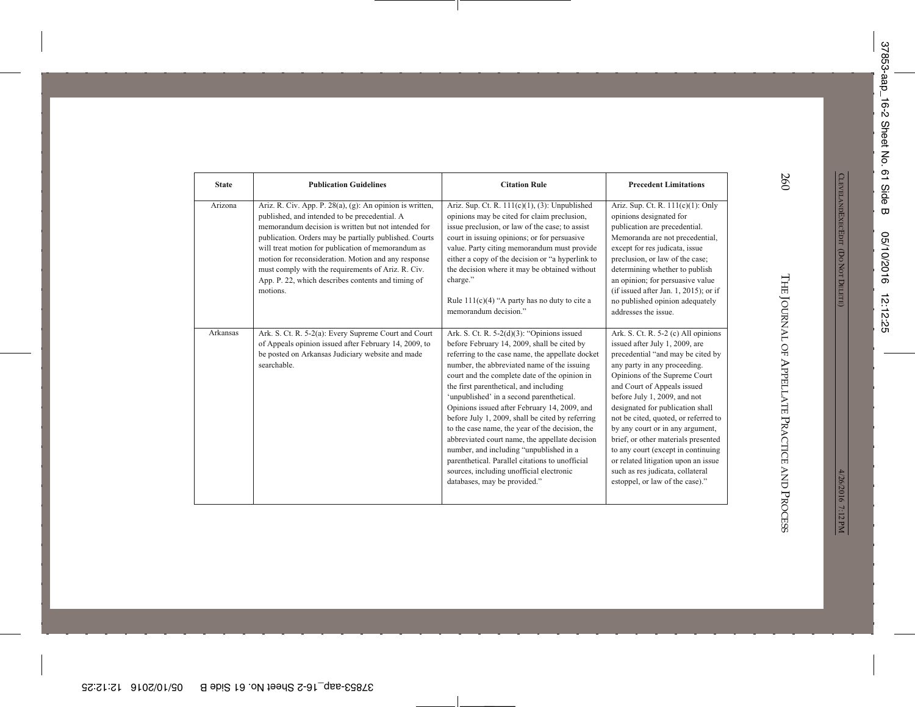| State | Publication Guidelines | Citation Rule | Precedent Limitations |
|---|---|---|---|
| Arizona | Ariz. R. Civ. App. P. 28(a), (g): An opinion is written, published, and intended to be precedential. A memorandum decision is written but not intended for publication. Orders may be partially published. Courts will treat motion for publication of memorandum as motion for reconsideration. Motion and any response must comply with the requirements of Ariz. R. Civ. App. P. 22, which describes contents and timing of motions. | Ariz. Sup. Ct. R. 111(c)(1), (3): Unpublished opinions may be cited for claim preclusion, issue preclusion, or law of the case; to assist court in issuing opinions; or for persuasive value. Party citing memorandum must provide either a copy of the decision or "a hyperlink to the decision where it may be obtained without charge." <br><br> Rule 111(c)(4) "A party has no duty to cite a memorandum decision." | Ariz. Sup. Ct. R. 111(c)(1): Only opinions designated for publication are precedential. Memoranda are not precedential, except for res judicata, issue preclusion, or law of the case; determining whether to publish an opinion; for persuasive value (if issued after Jan. 1, 2015); or if no published opinion adequately addresses the issue. |
| Arkansas | Ark. S. Ct. R. 5-2(a): Every Supreme Court and Court of Appeals opinion issued after February 14, 2009, to be posted on Arkansas Judiciary website and made searchable. | Ark. S. Ct. R. 5-2(d)(3): "Opinions issued before February 14, 2009, shall be cited by referring to the case name, the appellate docket number, the abbreviated name of the issuing court and the complete date of the opinion in the first parenthetical, and including 'unpublished' in a second parenthetical. Opinions issued after February 14, 2009, and before July 1, 2009, shall be cited by referring to the case name, the year of the decision, the abbreviated court name, the appellate decision number, and including "unpublished in a parenthetical. Parallel citations to unofficial sources, including unofficial electronic databases, may be provided." | Ark. S. Ct. R. 5-2 (c) All opinions issued after July 1, 2009, are precedential "and may be cited by any party in any proceeding. Opinions of the Supreme Court and Court of Appeals issued before July 1, 2009, and not designated for publication shall not be cited, quoted, or referred to by any court or in any argument, brief, or other materials presented to any court (except in continuing or related litigation upon an issue such as res judicata, collateral estoppel, or law of the case)." |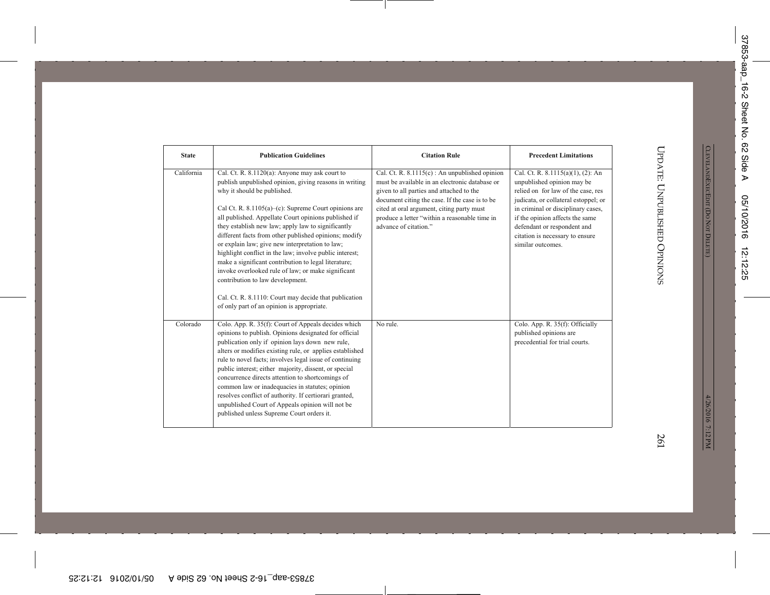| State | Publication Guidelines | Citation Rule | Precedent Limitations |
|---|---|---|---|
| California | Cal. Ct. R. 8.1120(a): Anyone may ask court to publish unpublished opinion, giving reasons in writing why it should be published.<br><br>Cal Ct. R. 8.1105(a)–(c): Supreme Court opinions are all published. Appellate Court opinions published if they establish new law; apply law to significantly different facts from other published opinions; modify or explain law; give new interpretation to law; highlight conflict in the law; involve public interest; make a significant contribution to legal literature; invoke overlooked rule of law; or make significant contribution to law development.<br><br>Cal. Ct. R. 8.1110: Court may decide that publication of only part of an opinion is appropriate. | Cal. Ct. R. 8.1115(c) : An unpublished opinion must be available in an electronic database or given to all parties and attached to the document citing the case. If the case is to be cited at oral argument, citing party must produce a letter "within a reasonable time in advance of citation." | Cal. Ct. R. 8.1115(a)(1), (2): An unpublished opinion may be relied on for law of the case, res judicata, or collateral estoppel; or in criminal or disciplinary cases, if the opinion affects the same defendant or respondent and citation is necessary to ensure similar outcomes. |
| Colorado | Colo. App. R. 35(f): Court of Appeals decides which opinions to publish. Opinions designated for official publication only if opinion lays down new rule, alters or modifies existing rule, or applies established rule to novel facts; involves legal issue of continuing public interest; either majority, dissent, or special concurrence directs attention to shortcomings of common law or inadequacies in statutes; opinion resolves conflict of authority. If certiorari granted, unpublished Court of Appeals opinion will not be published unless Supreme Court orders it. | No rule. | Colo. App. R. 35(f): Officially published opinions are precedential for trial courts. |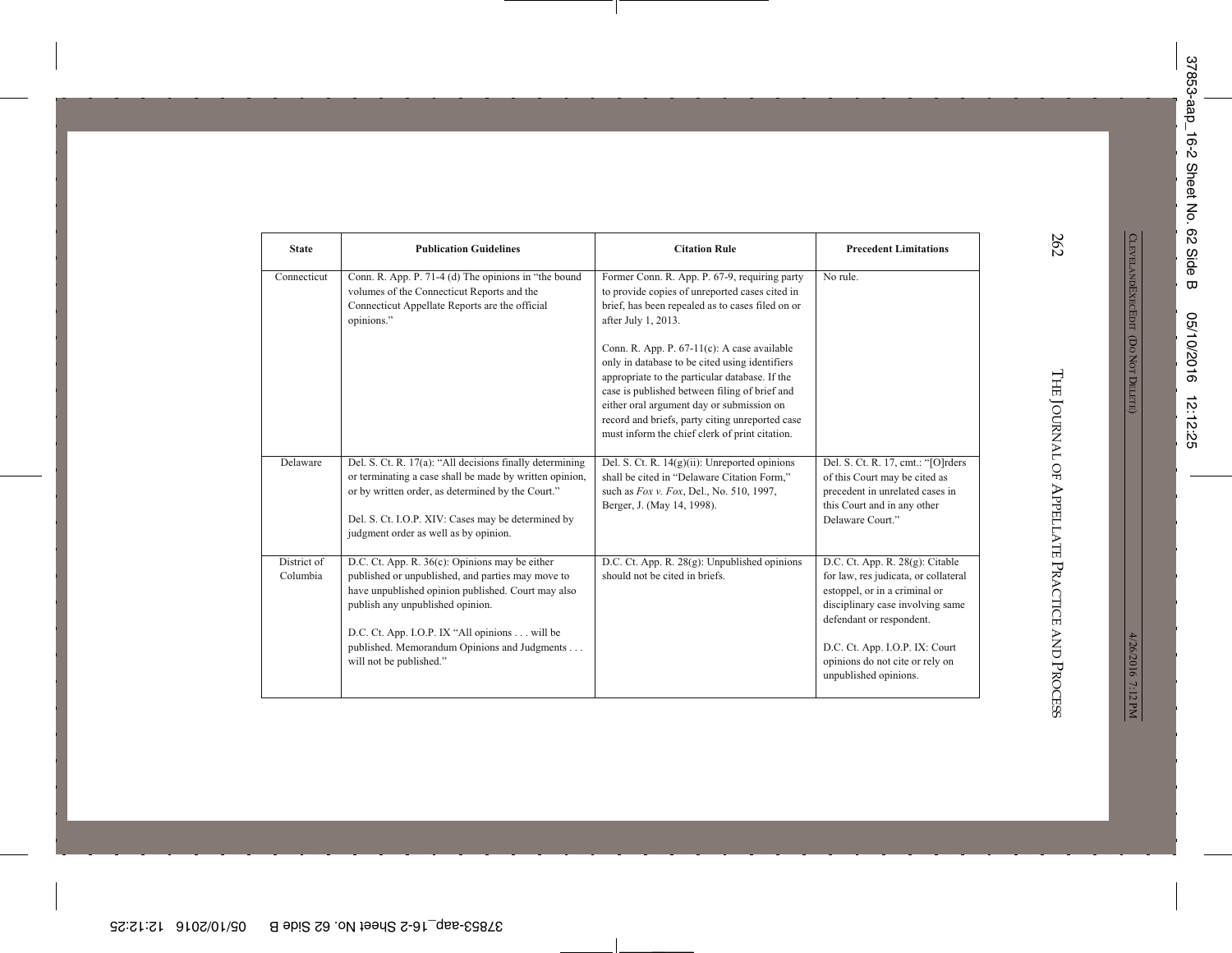| State | Publication Guidelines | Citation Rule | Precedent Limitations |
|---|---|---|---|
| Connecticut | Conn. R. App. P. 71-4 (d) The opinions in "the bound volumes of the Connecticut Reports and the Connecticut Appellate Reports are the official opinions." | Former Conn. R. App. P. 67-9, requiring party to provide copies of unreported cases cited in brief, has been repealed as to cases filed on or after July 1, 2013.<br><br>Conn. R. App. P. 67-11(c): A case available only in database to be cited using identifiers appropriate to the particular database. If the case is published between filing of brief and either oral argument day or submission on record and briefs, party citing unreported case must inform the chief clerk of print citation. | No rule. |
| Delaware | Del. S. Ct. R. 17(a): "All decisions finally determining or terminating a case shall be made by written opinion, or by written order, as determined by the Court."<br><br>Del. S. Ct. I.O.P. XIV: Cases may be determined by judgment order as well as by opinion. | Del. S. Ct. R. 14(g)(ii): Unreported opinions shall be cited in "Delaware Citation Form," such as *Fox v. Fox*, Del., No. 510, 1997, Berger, J. (May 14, 1998). | Del. S. Ct. R. 17, cmt.: "[O]rders of this Court may be cited as precedent in unrelated cases in this Court and in any other Delaware Court." |
| District of Columbia | D.C. Ct. App. R. 36(c): Opinions may be either published or unpublished, and parties may move to have unpublished opinion published. Court may also publish any unpublished opinion.<br><br>D.C. Ct. App. I.O.P. IX "All opinions . . . will be published. Memorandum Opinions and Judgments . . . will not be published." | D.C. Ct. App. R. 28(g): Unpublished opinions should not be cited in briefs. | D.C. Ct. App. R. 28(g): Citable for law, res judicata, or collateral estoppel, or in a criminal or disciplinary case involving same defendant or respondent.<br><br>D.C. Ct. App. I.O.P. IX: Court opinions do not cite or rely on unpublished opinions. |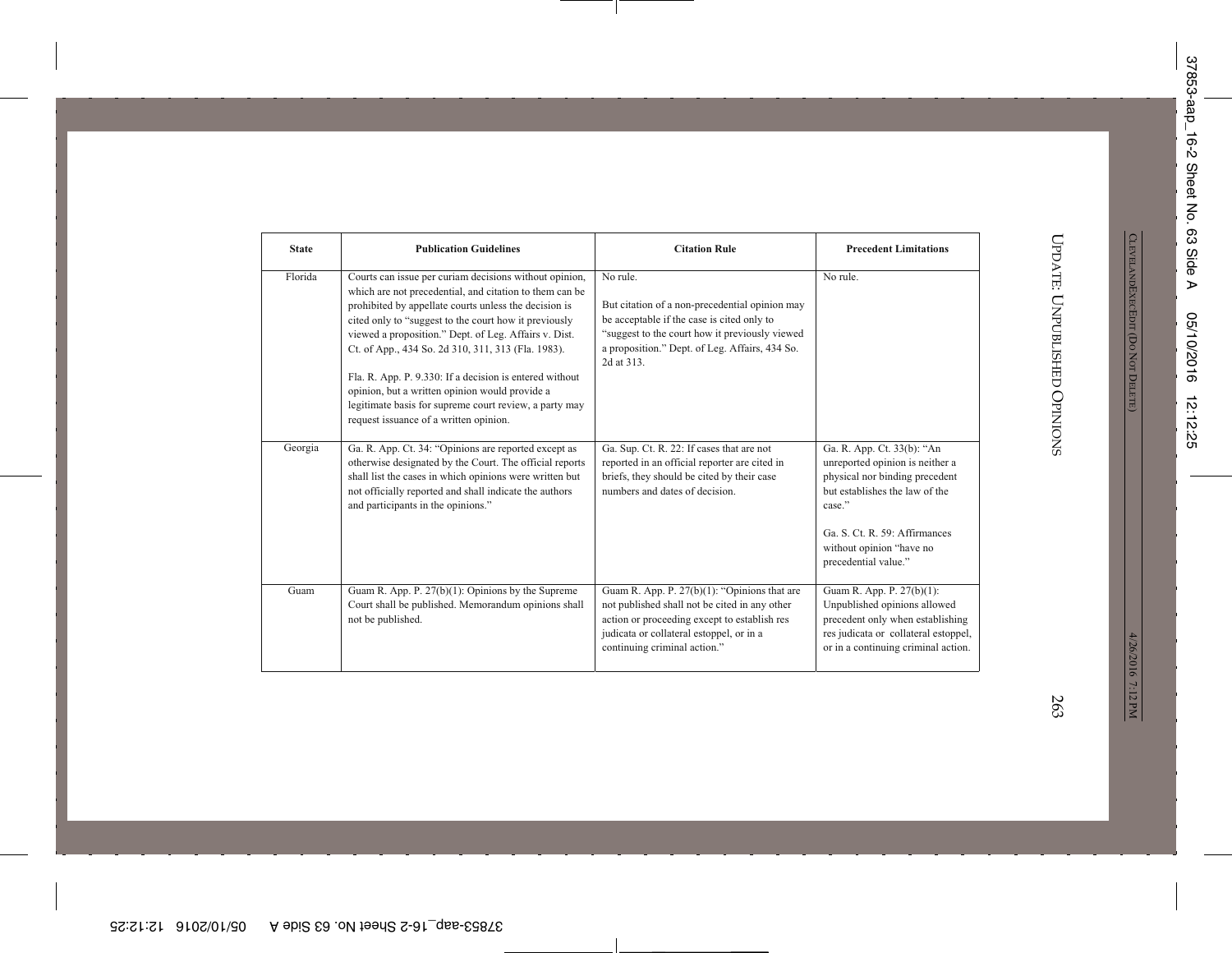| State | Publication Guidelines | Citation Rule | Precedent Limitations |
|---|---|---|---|
| Florida | Courts can issue per curiam decisions without opinion, which are not precedential, and citation to them can be prohibited by appellate courts unless the decision is cited only to "suggest to the court how it previously viewed a proposition." Dept. of Leg. Affairs v. Dist. Ct. of App., 434 So. 2d 310, 311, 313 (Fla. 1983).<br><br>Fla. R. App. P. 9.330: If a decision is entered without opinion, but a written opinion would provide a legitimate basis for supreme court review, a party may request issuance of a written opinion. | No rule.<br><br>But citation of a non-precedential opinion may be acceptable if the case is cited only to "suggest to the court how it previously viewed a proposition." Dept. of Leg. Affairs, 434 So. 2d at 313. | No rule. |
| Georgia | Ga. R. App. Ct. 34: "Opinions are reported except as otherwise designated by the Court. The official reports shall list the cases in which opinions were written but not officially reported and shall indicate the authors and participants in the opinions." | Ga. Sup. Ct. R. 22: If cases that are not reported in an official reporter are cited in briefs, they should be cited by their case numbers and dates of decision. | Ga. R. App. Ct. 33(b): "An unreported opinion is neither a physical nor binding precedent but establishes the law of the case."<br><br>Ga. S. Ct. R. 59: Affirmances without opinion "have no precedential value." |
| Guam | Guam R. App. P. 27(b)(1): Opinions by the Supreme Court shall be published. Memorandum opinions shall not be published. | Guam R. App. P. 27(b)(1): "Opinions that are not published shall not be cited in any other action or proceeding except to establish res judicata or collateral estoppel, or in a continuing criminal action." | Guam R. App. P. 27(b)(1): Unpublished opinions allowed precedent only when establishing res judicata or collateral estoppel, or in a continuing criminal action. |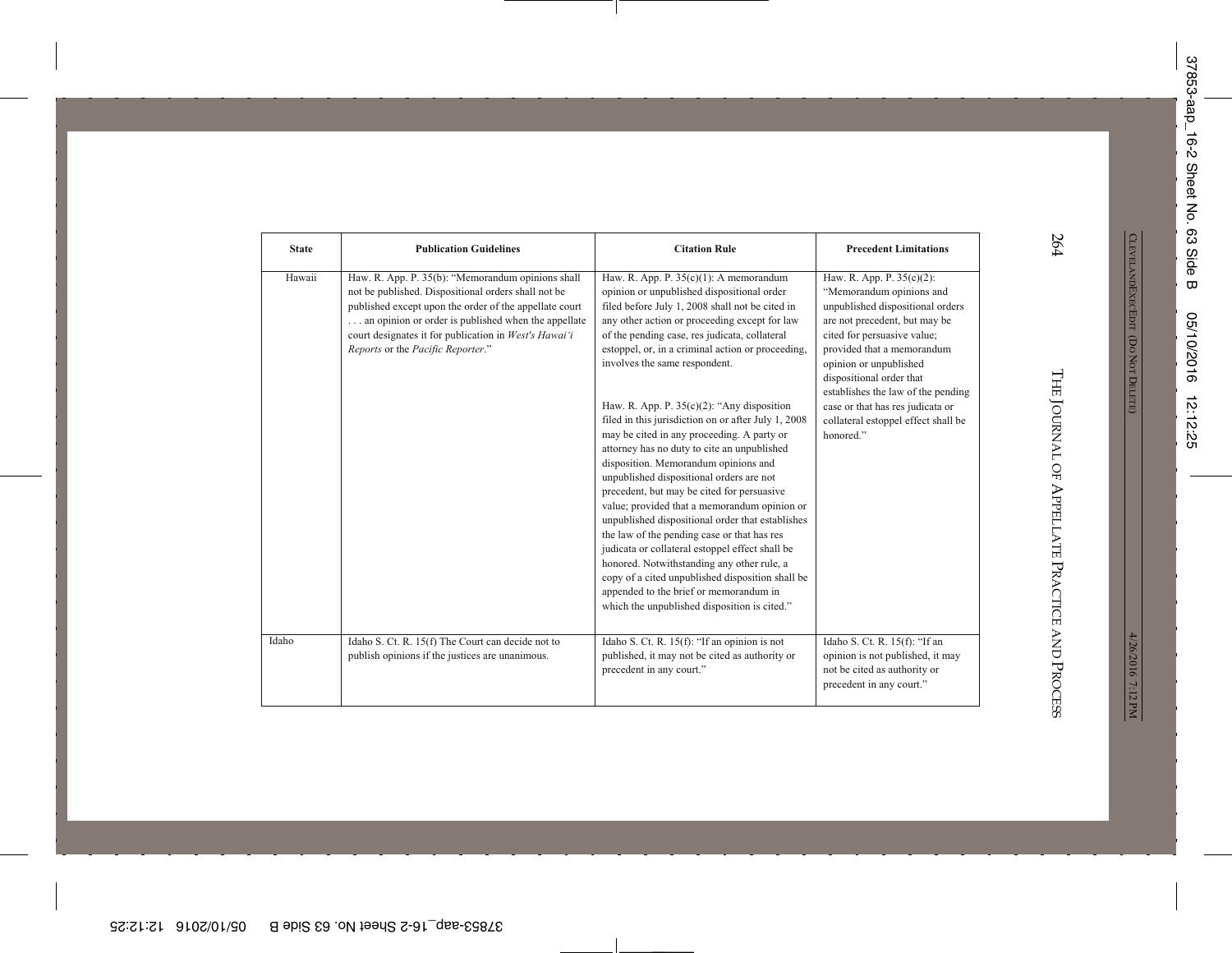| State | Publication Guidelines | Citation Rule | Precedent Limitations |
| --- | --- | --- | --- |
| Hawaii | Haw. R. App. P. 35(b): "Memorandum opinions shall not be published. Dispositional orders shall not be published except upon the order of the appellate court . . . an opinion or order is published when the appellate court designates it for publication in *West's Hawai'i Reports* or the *Pacific Reporter*." | Haw. R. App. P. 35(c)(1): A memorandum opinion or unpublished dispositional order filed before July 1, 2008 shall not be cited in any other action or proceeding except for law of the pending case, res judicata, collateral estoppel, or, in a criminal action or proceeding, involves the same respondent.<br><br>Haw. R. App. P. 35(c)(2): "Any disposition filed in this jurisdiction on or after July 1, 2008 may be cited in any proceeding. A party or attorney has no duty to cite an unpublished disposition. Memorandum opinions and unpublished dispositional orders are not precedent, but may be cited for persuasive value; provided that a memorandum opinion or unpublished dispositional order that establishes the law of the pending case or that has res judicata or collateral estoppel effect shall be honored. Notwithstanding any other rule, a copy of a cited unpublished disposition shall be appended to the brief or memorandum in which the unpublished disposition is cited." | Haw. R. App. P. 35(c)(2): "Memorandum opinions and unpublished dispositional orders are not precedent, but may be cited for persuasive value; provided that a memorandum opinion or unpublished dispositional order that establishes the law of the pending case or that has res judicata or collateral estoppel effect shall be honored." |
| Idaho | Idaho S. Ct. R. 15(f) The Court can decide not to publish opinions if the justices are unanimous. | Idaho S. Ct. R. 15(f): "If an opinion is not published, it may not be cited as authority or precedent in any court." | Idaho S. Ct. R. 15(f): "If an opinion is not published, it may not be cited as authority or precedent in any court." |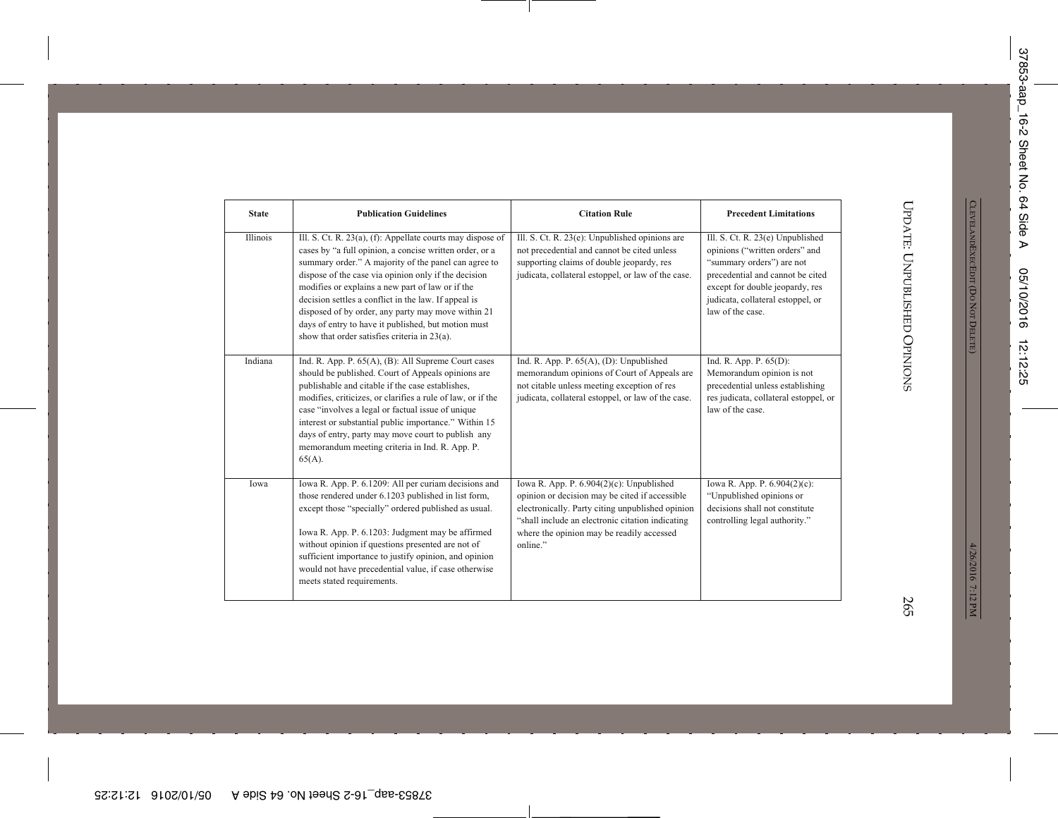| State | Publication Guidelines | Citation Rule | Precedent Limitations |
| --- | --- | --- | --- |
| Illinois | Ill. S. Ct. R. 23(a), (f): Appellate courts may dispose of cases by "a full opinion, a concise written order, or a summary order." A majority of the panel can agree to dispose of the case via opinion only if the decision modifies or explains a new part of law or if the decision settles a conflict in the law. If appeal is disposed of by order, any party may move within 21 days of entry to have it published, but motion must show that order satisfies criteria in 23(a). | Ill. S. Ct. R. 23(e): Unpublished opinions are not precedential and cannot be cited unless supporting claims of double jeopardy, res judicata, collateral estoppel, or law of the case. | Ill. S. Ct. R. 23(e) Unpublished opinions ("written orders" and "summary orders") are not precedential and cannot be cited except for double jeopardy, res judicata, collateral estoppel, or law of the case. |
| Indiana | Ind. R. App. P. 65(A), (B): All Supreme Court cases should be published. Court of Appeals opinions are publishable and citable if the case establishes, modifies, criticizes, or clarifies a rule of law, or if the case "involves a legal or factual issue of unique interest or substantial public importance." Within 15 days of entry, party may move court to publish any memorandum meeting criteria in Ind. R. App. P. 65(A). | Ind. R. App. P. 65(A), (D): Unpublished memorandum opinions of Court of Appeals are not citable unless meeting exception of res judicata, collateral estoppel, or law of the case. | Ind. R. App. P. 65(D): Memorandum opinion is not precedential unless establishing res judicata, collateral estoppel, or law of the case. |
| Iowa | Iowa R. App. P. 6.1209: All per curiam decisions and those rendered under 6.1203 published in list form, except those "specially" ordered published as usual.<br><br>Iowa R. App. P. 6.1203: Judgment may be affirmed without opinion if questions presented are not of sufficient importance to justify opinion, and opinion would not have precedential value, if case otherwise meets stated requirements. | Iowa R. App. P. 6.904(2)(c): Unpublished opinion or decision may be cited if accessible electronically. Party citing unpublished opinion "shall include an electronic citation indicating where the opinion may be readily accessed online." | Iowa R. App. P. 6.904(2)(c): "Unpublished opinions or decisions shall not constitute controlling legal authority." |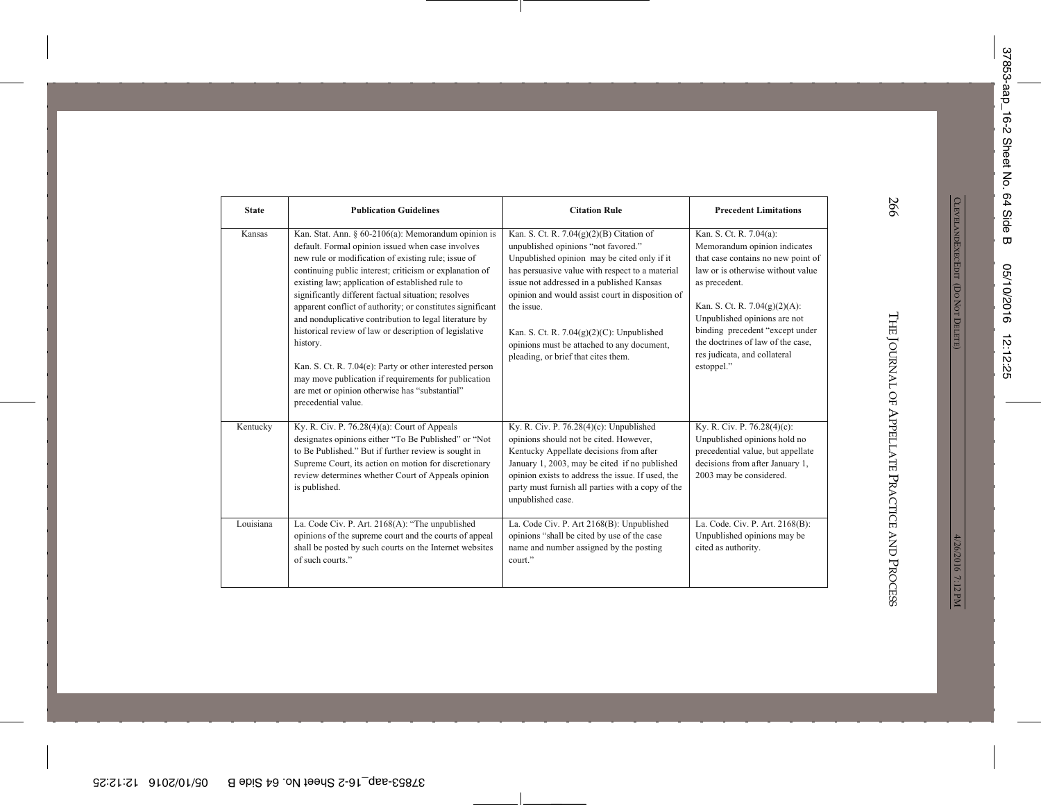| State | Publication Guidelines | Citation Rule | Precedent Limitations |
|---|---|---|---|
| Kansas | Kan. Stat. Ann. § 60-2106(a): Memorandum opinion is default. Formal opinion issued when case involves new rule or modification of existing rule; issue of continuing public interest; criticism or explanation of existing law; application of established rule to significantly different factual situation; resolves apparent conflict of authority; or constitutes significant and nonduplicative contribution to legal literature by historical review of law or description of legislative history.<br><br>Kan. S. Ct. R. 7.04(e): Party or other interested person may move publication if requirements for publication are met or opinion otherwise has "substantial" precedential value. | Kan. S. Ct. R. 7.04(g)(2)(B) Citation of unpublished opinions "not favored." Unpublished opinion may be cited only if it has persuasive value with respect to a material issue not addressed in a published Kansas opinion and would assist court in disposition of the issue.<br><br>Kan. S. Ct. R. 7.04(g)(2)(C): Unpublished opinions must be attached to any document, pleading, or brief that cites them. | Kan. S. Ct. R. 7.04(a): Memorandum opinion indicates that case contains no new point of law or is otherwise without value as precedent.<br><br>Kan. S. Ct. R. 7.04(g)(2)(A): Unpublished opinions are not binding precedent "except under the doctrines of law of the case, res judicata, and collateral estoppel." |
| Kentucky | Ky. R. Civ. P. 76.28(4)(a): Court of Appeals designates opinions either "To Be Published" or "Not to Be Published." But if further review is sought in Supreme Court, its action on motion for discretionary review determines whether Court of Appeals opinion is published. | Ky. R. Civ. P. 76.28(4)(c): Unpublished opinions should not be cited. However, Kentucky Appellate decisions from after January 1, 2003, may be cited if no published opinion exists to address the issue. If used, the party must furnish all parties with a copy of the unpublished case. | Ky. R. Civ. P. 76.28(4)(c): Unpublished opinions hold no precedential value, but appellate decisions from after January 1, 2003 may be considered. |
| Louisiana | La. Code Civ. P. Art. 2168(A): "The unpublished opinions of the supreme court and the courts of appeal shall be posted by such courts on the Internet websites of such courts." | La. Code Civ. P. Art 2168(B): Unpublished opinions "shall be cited by use of the case name and number assigned by the posting court." | La. Code. Civ. P. Art. 2168(B): Unpublished opinions may be cited as authority. |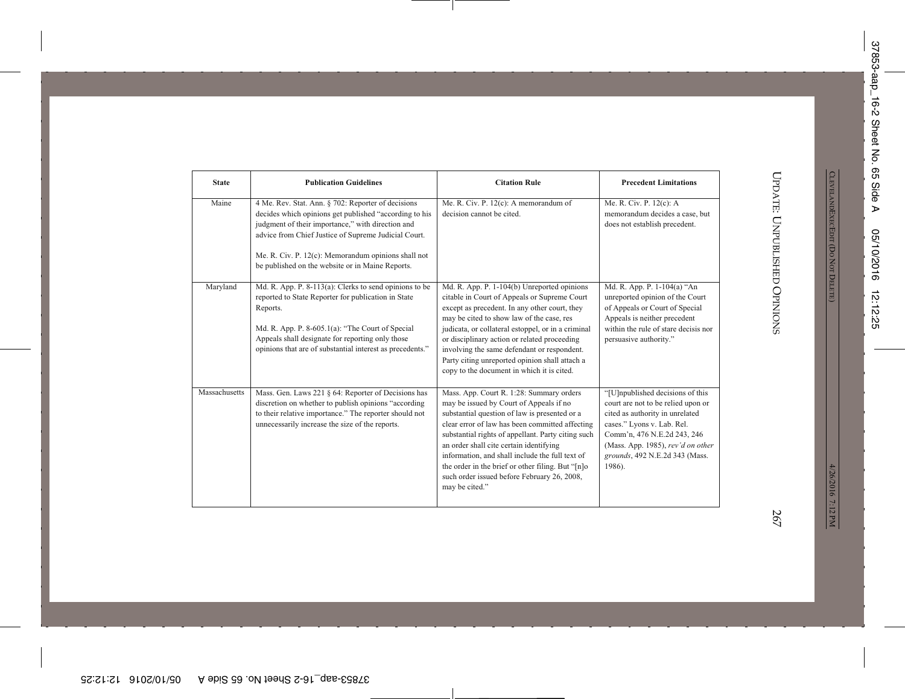| State | Publication Guidelines | Citation Rule | Precedent Limitations |
|---|---|---|---|
| Maine | 4 Me. Rev. Stat. Ann. § 702: Reporter of decisions decides which opinions get published "according to his judgment of their importance," with direction and advice from Chief Justice of Supreme Judicial Court.<br><br>Me. R. Civ. P. 12(c): Memorandum opinions shall not be published on the website or in Maine Reports. | Me. R. Civ. P. 12(c): A memorandum of decision cannot be cited. | Me. R. Civ. P. 12(c): A memorandum decides a case, but does not establish precedent. |
| Maryland | Md. R. App. P. 8-113(a): Clerks to send opinions to be reported to State Reporter for publication in State Reports.<br><br>Md. R. App. P. 8-605.1(a): "The Court of Special Appeals shall designate for reporting only those opinions that are of substantial interest as precedents." | Md. R. App. P. 1-104(b) Unreported opinions citable in Court of Appeals or Supreme Court except as precedent. In any other court, they may be cited to show law of the case, res judicata, or collateral estoppel, or in a criminal or disciplinary action or related proceeding involving the same defendant or respondent. Party citing unreported opinion shall attach a copy to the document in which it is cited. | Md. R. App. P. 1-104(a) "An unreported opinion of the Court of Appeals or Court of Special Appeals is neither precedent within the rule of stare decisis nor persuasive authority." |
| Massachusetts | Mass. Gen. Laws 221 § 64: Reporter of Decisions has discretion on whether to publish opinions "according to their relative importance." The reporter should not unnecessarily increase the size of the reports. | Mass. App. Court R. 1:28: Summary orders may be issued by Court of Appeals if no substantial question of law is presented or a clear error of law has been committed affecting substantial rights of appellant. Party citing such an order shall cite certain identifying information, and shall include the full text of the order in the brief or other filing. But "[n]o such order issued before February 26, 2008, may be cited." | "[U]npublished decisions of this court are not to be relied upon or cited as authority in unrelated cases." Lyons v. Lab. Rel. Comm'n, 476 N.E.2d 243, 246 (Mass. App. 1985), *rev'd on other grounds*, 492 N.E.2d 343 (Mass. 1986). |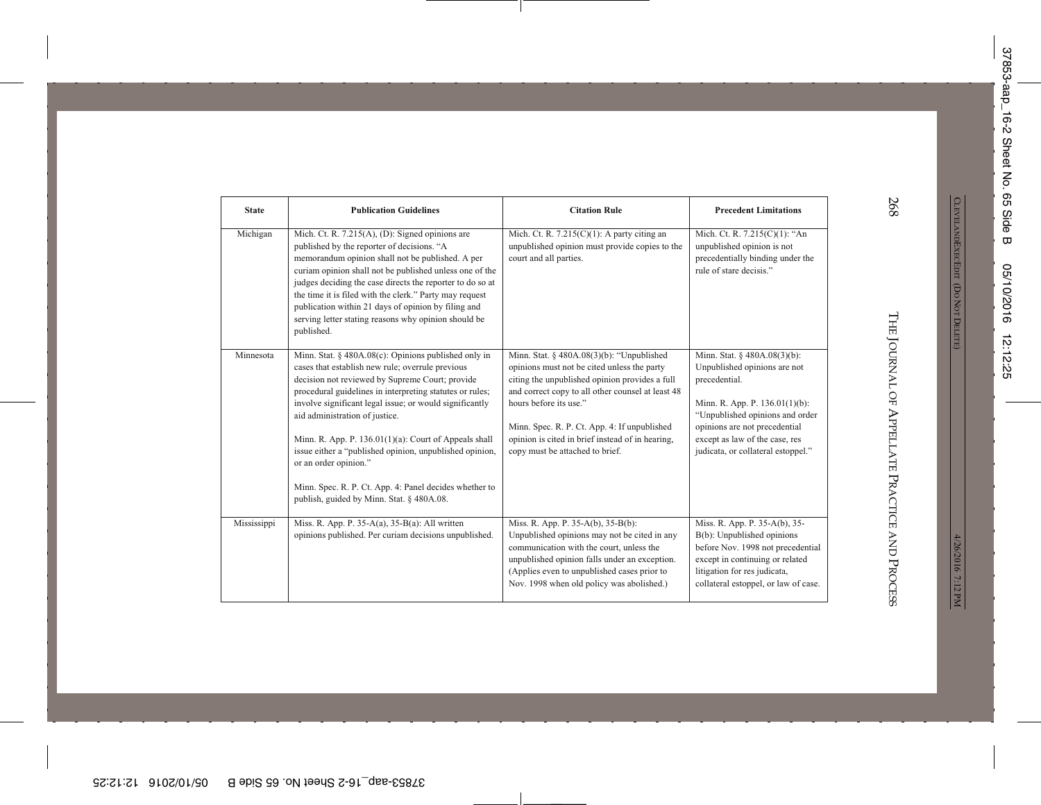| State | Publication Guidelines | Citation Rule | Precedent Limitations |
|---|---|---|---|
| Michigan | Mich. Ct. R. 7.215(A), (D): Signed opinions are published by the reporter of decisions. "A memorandum opinion shall not be published. A per curiam opinion shall not be published unless one of the judges deciding the case directs the reporter to do so at the time it is filed with the clerk." Party may request publication within 21 days of opinion by filing and serving letter stating reasons why opinion should be published. | Mich. Ct. R. 7.215(C)(1): A party citing an unpublished opinion must provide copies to the court and all parties. | Mich. Ct. R. 7.215(C)(1): "An unpublished opinion is not precedentially binding under the rule of stare decisis." |
| Minnesota | Minn. Stat. § 480A.08(c): Opinions published only in cases that establish new rule; overrule previous decision not reviewed by Supreme Court; provide procedural guidelines in interpreting statutes or rules; involve significant legal issue; or would significantly aid administration of justice.<br><br>Minn. R. App. P. 136.01(1)(a): Court of Appeals shall issue either a "published opinion, unpublished opinion, or an order opinion."<br><br>Minn. Spec. R. P. Ct. App. 4: Panel decides whether to publish, guided by Minn. Stat. § 480A.08. | Minn. Stat. § 480A.08(3)(b): "Unpublished opinions must not be cited unless the party citing the unpublished opinion provides a full and correct copy to all other counsel at least 48 hours before its use."<br><br>Minn. Spec. R. P. Ct. App. 4: If unpublished opinion is cited in brief instead of in hearing, copy must be attached to brief. | Minn. Stat. § 480A.08(3)(b): Unpublished opinions are not precedential.<br><br>Minn. R. App. P. 136.01(1)(b): "Unpublished opinions and order opinions are not precedential except as law of the case, res judicata, or collateral estoppel." |
| Mississippi | Miss. R. App. P. 35-A(a), 35-B(a): All written opinions published. Per curiam decisions unpublished. | Miss. R. App. P. 35-A(b), 35-B(b): Unpublished opinions may not be cited in any communication with the court, unless the unpublished opinion falls under an exception. (Applies even to unpublished cases prior to Nov. 1998 when old policy was abolished.) | Miss. R. App. P. 35-A(b), 35-B(b): Unpublished opinions before Nov. 1998 not precedential except in continuing or related litigation for res judicata, collateral estoppel, or law of case. |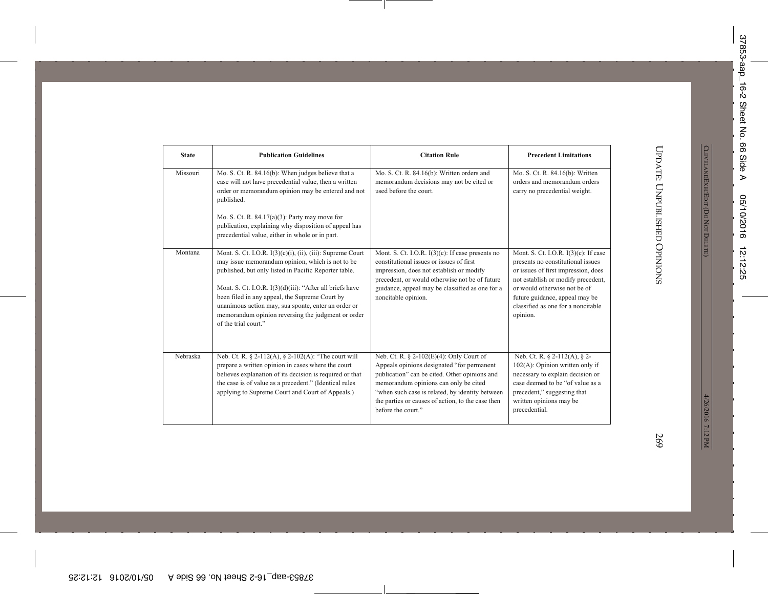| State | Publication Guidelines | Citation Rule | Precedent Limitations |
|---|---|---|---|
| Missouri | Mo. S. Ct. R. 84.16(b): When judges believe that a case will not have precedential value, then a written order or memorandum opinion may be entered and not published.<br><br>Mo. S. Ct. R. 84.17(a)(3): Party may move for publication, explaining why disposition of appeal has precedential value, either in whole or in part. | Mo. S. Ct. R. 84.16(b): Written orders and memorandum decisions may not be cited or used before the court. | Mo. S. Ct. R. 84.16(b): Written orders and memorandum orders carry no precedential weight. |
| Montana | Mont. S. Ct. I.O.R. I(3)(c)(i), (ii), (iii): Supreme Court may issue memorandum opinion, which is not to be published, but only listed in Pacific Reporter table.<br><br>Mont. S. Ct. I.O.R. I(3)(d)(iii): "After all briefs have been filed in any appeal, the Supreme Court by unanimous action may, sua sponte, enter an order or memorandum opinion reversing the judgment or order of the trial court." | Mont. S. Ct. I.O.R. I(3)(c): If case presents no constitutional issues or issues of first impression, does not establish or modify precedent, or would otherwise not be of future guidance, appeal may be classified as one for a noncitable opinion. | Mont. S. Ct. I.O.R. I(3)(c): If case presents no constitutional issues or issues of first impression, does not establish or modify precedent, or would otherwise not be of future guidance, appeal may be classified as one for a noncitable opinion. |
| Nebraska | Neb. Ct. R. § 2-112(A), § 2-102(A): "The court will prepare a written opinion in cases where the court believes explanation of its decision is required or that the case is of value as a precedent." (Identical rules applying to Supreme Court and Court of Appeals.) | Neb. Ct. R. § 2-102(E)(4): Only Court of Appeals opinions designated "for permanent publication" can be cited. Other opinions and memorandum opinions can only be cited "when such case is related, by identity between the parties or causes of action, to the case then before the court." | Neb. Ct. R. § 2-112(A), § 2-102(A): Opinion written only if necessary to explain decision or case deemed to be "of value as a precedent," suggesting that written opinions may be precedential. |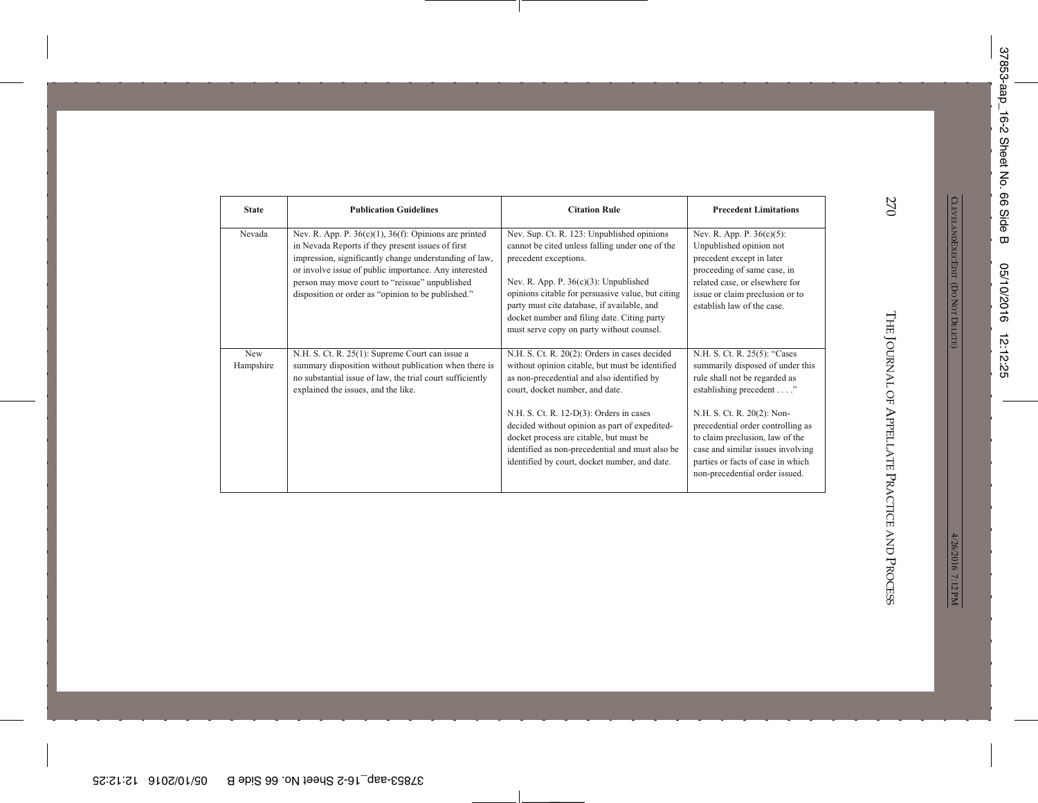| State | Publication Guidelines | Citation Rule | Precedent Limitations |
|---|---|---|---|
| Nevada | Nev. R. App. P. 36(c)(1), 36(f): Opinions are printed in Nevada Reports if they present issues of first impression, significantly change understanding of law, or involve issue of public importance. Any interested person may move court to "reissue" unpublished disposition or order as "opinion to be published." | Nev. Sup. Ct. R. 123: Unpublished opinions cannot be cited unless falling under one of the precedent exceptions.<br><br>Nev. R. App. P. 36(c)(3): Unpublished opinions citable for persuasive value, but citing party must cite database, if available, and docket number and filing date. Citing party must serve copy on party without counsel. | Nev. R. App. P. 36(c)(5): Unpublished opinion not precedent except in later proceeding of same case, in related case, or elsewhere for issue or claim preclusion or to establish law of the case. |
| New Hampshire | N.H. S. Ct. R. 25(1): Supreme Court can issue a summary disposition without publication when there is no substantial issue of law, the trial court sufficiently explained the issues, and the like. | N.H. S. Ct. R. 20(2): Orders in cases decided without opinion citable, but must be identified as non-precedential and also identified by court, docket number, and date.<br><br>N.H. S. Ct. R. 12-D(3): Orders in cases decided without opinion as part of expedited-docket process are citable, but must be identified as non-precedential and must also be identified by court, docket number, and date. | N.H. S. Ct. R. 25(5): "Cases summarily disposed of under this rule shall not be regarded as establishing precedent . . . ."<br><br>N.H. S. Ct. R. 20(2): Non-precedential order controlling as to claim preclusion, law of the case and similar issues involving parties or facts of case in which non-precedential order issued. |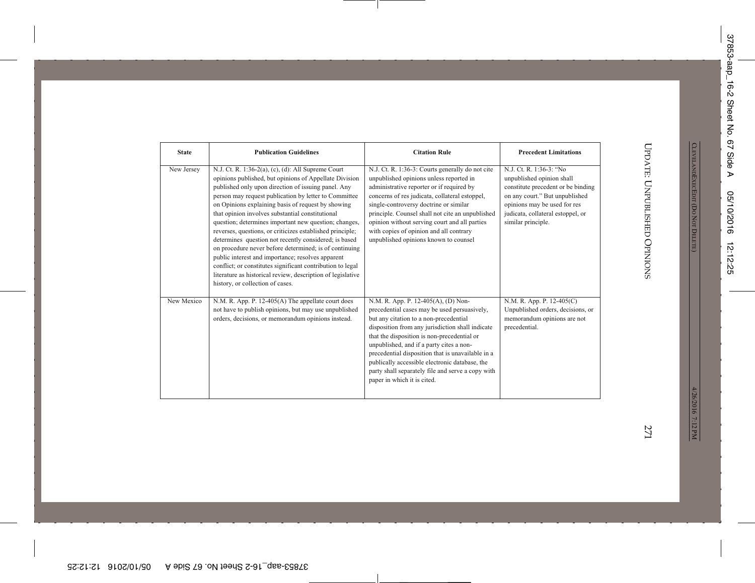| State | Publication Guidelines | Citation Rule | Precedent Limitations |
| --- | --- | --- | --- |
| New Jersey | N.J. Ct. R. 1:36-2(a), (c), (d): All Supreme Court opinions published, but opinions of Appellate Division published only upon direction of issuing panel. Any person may request publication by letter to Committee on Opinions explaining basis of request by showing that opinion involves substantial constitutional question; determines important new question; changes, reverses, questions, or criticizes established principle; determines question not recently considered; is based on procedure never before determined; is of continuing public interest and importance; resolves apparent conflict; or constitutes significant contribution to legal literature as historical review, description of legislative history, or collection of cases. | N.J. Ct. R. 1:36-3: Courts generally do not cite unpublished opinions unless reported in administrative reporter or if required by concerns of res judicata, collateral estoppel, single-controversy doctrine or similar principle. Counsel shall not cite an unpublished opinion without serving court and all parties with copies of opinion and all contrary unpublished opinions known to counsel | N.J. Ct. R. 1:36-3: "No unpublished opinion shall constitute precedent or be binding on any court." But unpublished opinions may be used for res judicata, collateral estoppel, or similar principle. |
| New Mexico | N.M. R. App. P. 12-405(A) The appellate court does not have to publish opinions, but may use unpublished orders, decisions, or memorandum opinions instead. | N.M. R. App. P. 12-405(A), (D) Non-precedential cases may be used persuasively, but any citation to a non-precedential disposition from any jurisdiction shall indicate that the disposition is non-precedential or unpublished, and if a party cites a non-precedential disposition that is unavailable in a publically accessible electronic database, the party shall separately file and serve a copy with paper in which it is cited. | N.M. R. App. P. 12-405(C) Unpublished orders, decisions, or memorandum opinions are not precedential. |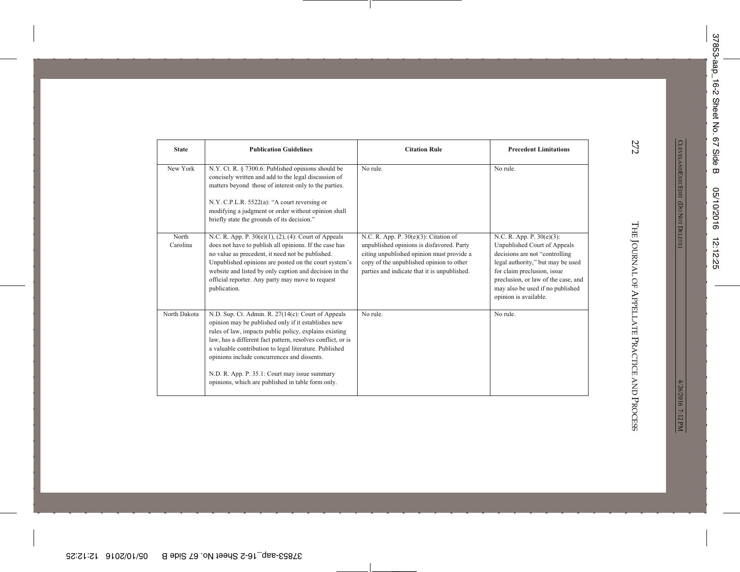| State | Publication Guidelines | Citation Rule | Precedent Limitations |
|---|---|---|---|
| New York | N.Y. Ct. R. § 7300.6: Published opinions should be concisely written and add to the legal discussion of matters beyond those of interest only to the parties.<br><br>N.Y. C.P.L.R. 5522(a): "A court reversing or modifying a judgment or order without opinion shall briefly state the grounds of its decision." | No rule. | No rule. |
| North Carolina | N.C. R. App. P. 30(e)(1), (2), (4): Court of Appeals does not have to publish all opinions. If the case has no value as precedent, it need not be published. Unpublished opinions are posted on the court system's website and listed by only caption and decision in the official reporter. Any party may move to request publication. | N.C. R. App. P. 30(e)(3): Citation of unpublished opinions is disfavored. Party citing unpublished opinion must provide a copy of the unpublished opinion to other parties and indicate that it is unpublished. | N.C. R. App. P. 30(e)(3): Unpublished Court of Appeals decisions are not "controlling legal authority," but may be used for claim preclusion, issue preclusion, or law of the case, and may also be used if no published opinion is available. |
| North Dakota | N.D. Sup. Ct. Admin. R. 27(14(c): Court of Appeals opinion may be published only if it establishes new rules of law, impacts public policy, explains existing law, has a different fact pattern, resolves conflict, or is a valuable contribution to legal literature. Published opinions include concurrences and dissents.<br><br>N.D. R. App. P. 35.1: Court may issue summary opinions, which are published in table form only. | No rule. | No rule. |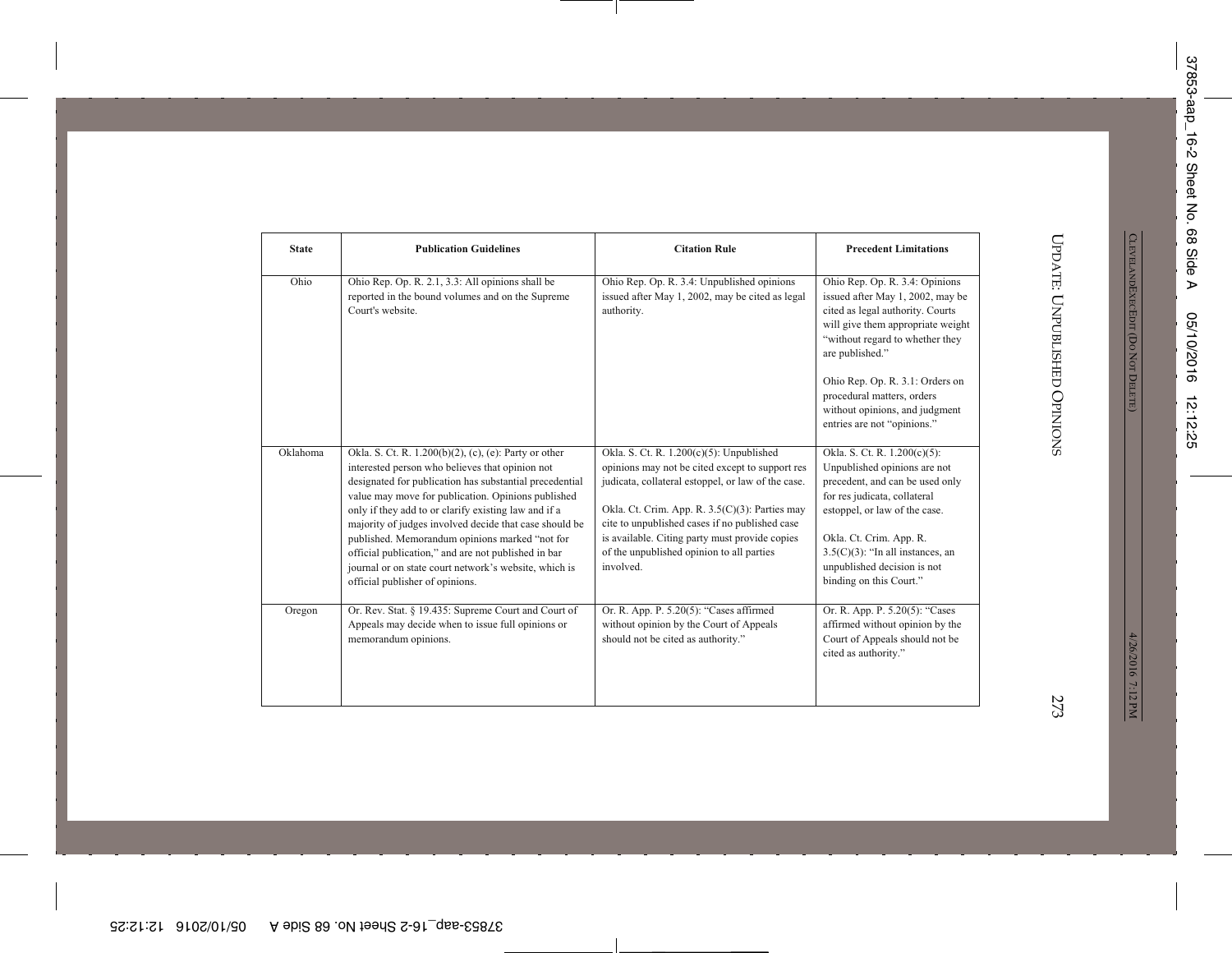| State | Publication Guidelines | Citation Rule | Precedent Limitations |
|---|---|---|---|
| Ohio | Ohio Rep. Op. R. 2.1, 3.3: All opinions shall be reported in the bound volumes and on the Supreme Court's website. | Ohio Rep. Op. R. 3.4: Unpublished opinions issued after May 1, 2002, may be cited as legal authority. | Ohio Rep. Op. R. 3.4: Opinions issued after May 1, 2002, may be cited as legal authority. Courts will give them appropriate weight "without regard to whether they are published."<br><br>Ohio Rep. Op. R. 3.1: Orders on procedural matters, orders without opinions, and judgment entries are not "opinions." |
| Oklahoma | Okla. S. Ct. R. 1.200(b)(2), (c), (e): Party or other interested person who believes that opinion not designated for publication has substantial precedential value may move for publication. Opinions published only if they add to or clarify existing law and if a majority of judges involved decide that case should be published. Memorandum opinions marked "not for official publication," and are not published in bar journal or on state court network's website, which is official publisher of opinions. | Okla. S. Ct. R. 1.200(c)(5): Unpublished opinions may not be cited except to support res judicata, collateral estoppel, or law of the case.<br><br>Okla. Ct. Crim. App. R. 3.5(C)(3): Parties may cite to unpublished cases if no published case is available. Citing party must provide copies of the unpublished opinion to all parties involved. | Okla. S. Ct. R. 1.200(c)(5): Unpublished opinions are not precedent, and can be used only for res judicata, collateral estoppel, or law of the case.<br><br>Okla. Ct. Crim. App. R. 3.5(C)(3): "In all instances, an unpublished decision is not binding on this Court." |
| Oregon | Or. Rev. Stat. § 19.435: Supreme Court and Court of Appeals may decide when to issue full opinions or memorandum opinions. | Or. R. App. P. 5.20(5): "Cases affirmed without opinion by the Court of Appeals should not be cited as authority." | Or. R. App. P. 5.20(5): "Cases affirmed without opinion by the Court of Appeals should not be cited as authority." |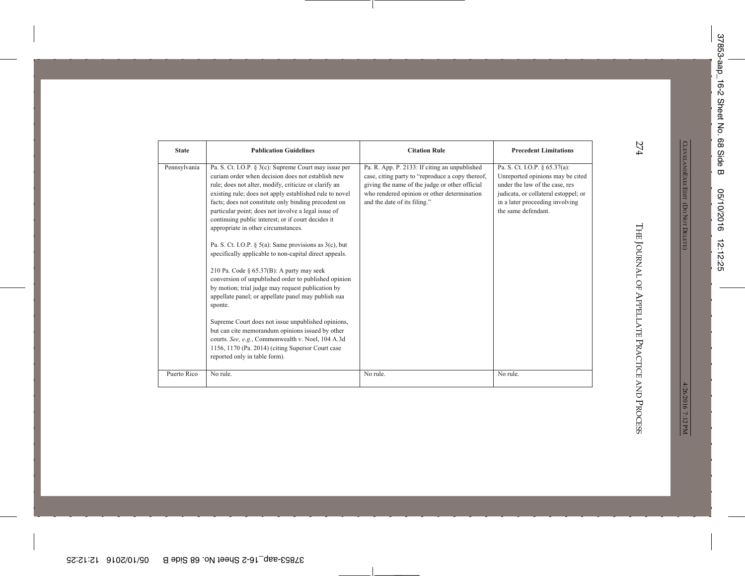| State | Publication Guidelines | Citation Rule | Precedent Limitations |
|---|---|---|---|
| Pennsylvania | Pa. S. Ct. I.O.P. § 3(c): Supreme Court may issue per curiam order when decision does not establish new rule; does not alter, modify, criticize or clarify an existing rule; does not apply established rule to novel facts; does not constitute only binding precedent on particular point; does not involve a legal issue of continuing public interest; or if court decides it appropriate in other circumstances.<br><br>Pa. S. Ct. I.O.P. § 5(a): Same provisions as 3(c), but specifically applicable to non-capital direct appeals.<br><br>210 Pa. Code § 65.37(B): A party may seek conversion of unpublished order to published opinion by motion; trial judge may request publication by appellate panel; or appellate panel may publish sua sponte.<br><br>Supreme Court does not issue unpublished opinions, but can cite memorandum opinions issued by other courts. *See, e.g.*, Commonwealth v. Noel, 104 A.3d 1156, 1170 (Pa. 2014) (citing Superior Court case reported only in table form). | Pa. R. App. P. 2133: If citing an unpublished case, citing party to "reproduce a copy thereof, giving the name of the judge or other official who rendered opinion or other determination and the date of its filing." | Pa. S. Ct. I.O.P. § 65.37(a): Unreported opinions may be cited under the law of the case, res judicata, or collateral estoppel; or in a later proceeding involving the same defendant. |
| Puerto Rico | No rule. | No rule. | No rule. |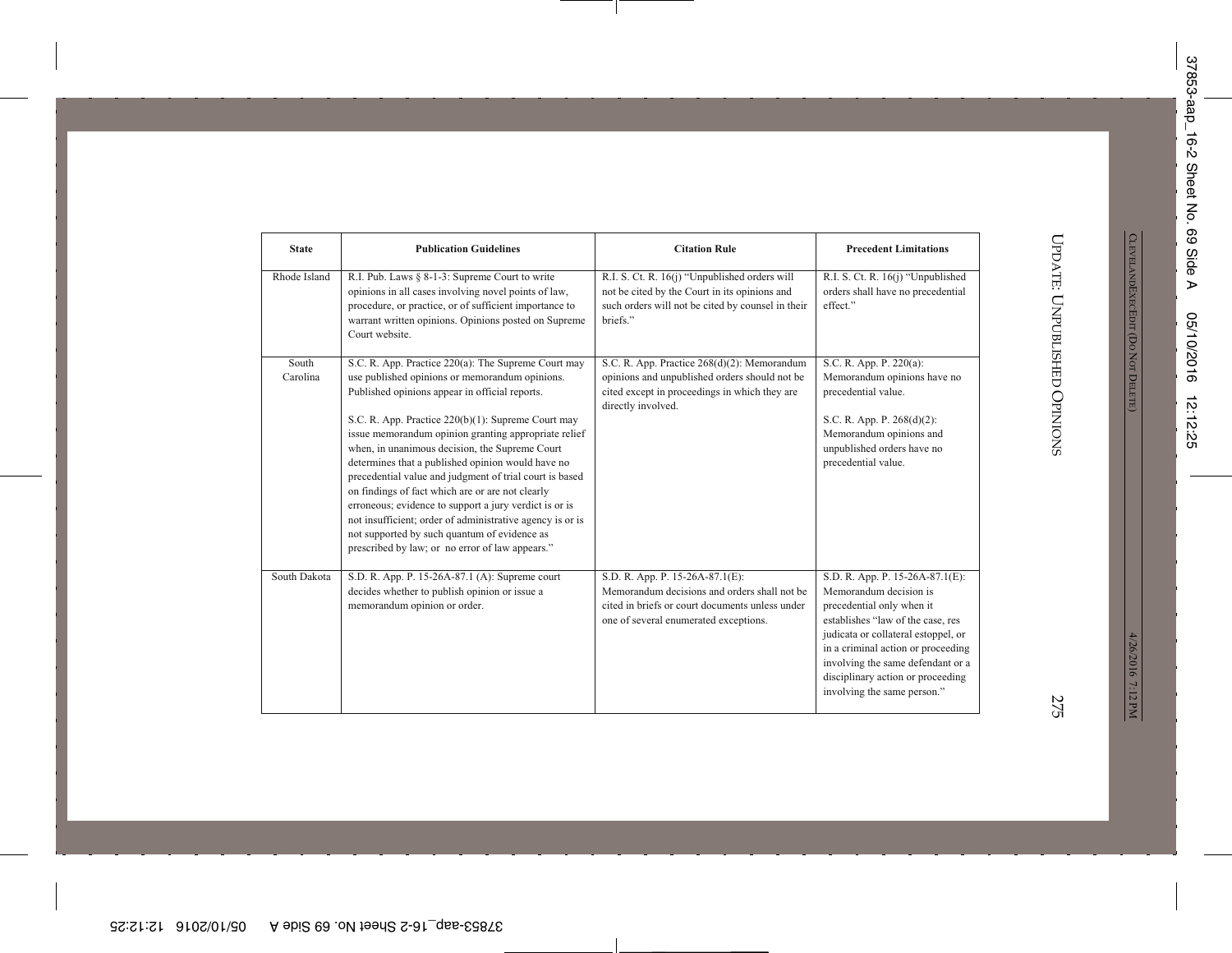| State | Publication Guidelines | Citation Rule | Precedent Limitations |
|---|---|---|---|
| Rhode Island | R.I. Pub. Laws § 8-1-3: Supreme Court to write opinions in all cases involving novel points of law, procedure, or practice, or of sufficient importance to warrant written opinions. Opinions posted on Supreme Court website. | R.I. S. Ct. R. 16(j) "Unpublished orders will not be cited by the Court in its opinions and such orders will not be cited by counsel in their briefs." | R.I. S. Ct. R. 16(j) "Unpublished orders shall have no precedential effect." |
| South Carolina | S.C. R. App. Practice 220(a): The Supreme Court may use published opinions or memorandum opinions. Published opinions appear in official reports.<br><br>S.C. R. App. Practice 220(b)(1): Supreme Court may issue memorandum opinion granting appropriate relief when, in unanimous decision, the Supreme Court determines that a published opinion would have no precedential value and judgment of trial court is based on findings of fact which are or are not clearly erroneous; evidence to support a jury verdict is or is not insufficient; order of administrative agency is or is not supported by such quantum of evidence as prescribed by law; or no error of law appears." | S.C. R. App. Practice 268(d)(2): Memorandum opinions and unpublished orders should not be cited except in proceedings in which they are directly involved. | S.C. R. App. P. 220(a): Memorandum opinions have no precedential value.<br><br>S.C. R. App. P. 268(d)(2): Memorandum opinions and unpublished orders have no precedential value. |
| South Dakota | S.D. R. App. P. 15-26A-87.1 (A): Supreme court decides whether to publish opinion or issue a memorandum opinion or order. | S.D. R. App. P. 15-26A-87.1(E): Memorandum decisions and orders shall not be cited in briefs or court documents unless under one of several enumerated exceptions. | S.D. R. App. P. 15-26A-87.1(E): Memorandum decision is precedential only when it establishes "law of the case, res judicata or collateral estoppel, or in a criminal action or proceeding involving the same defendant or a disciplinary action or proceeding involving the same person." |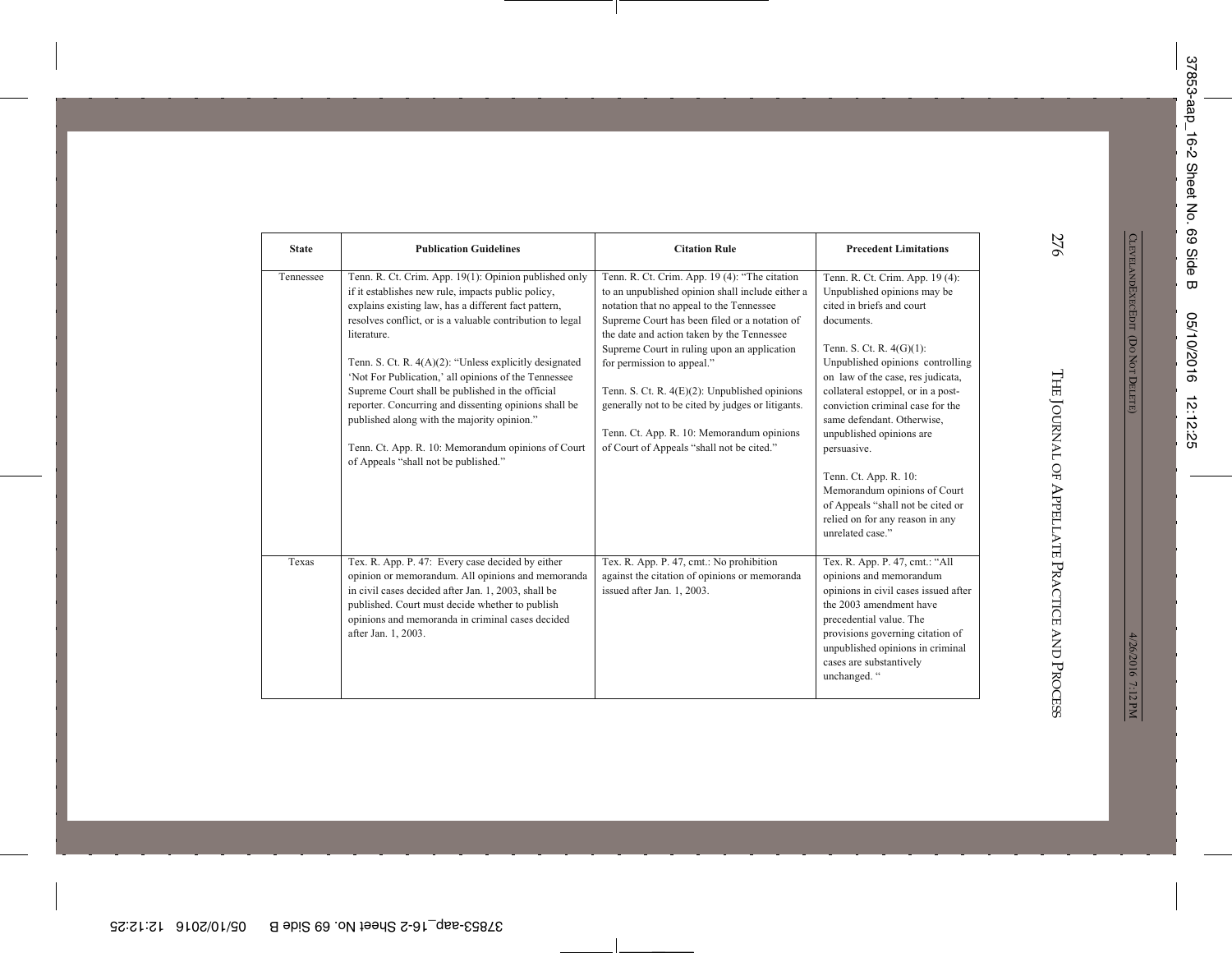| State | Publication Guidelines | Citation Rule | Precedent Limitations |
|---|---|---|---|
| Tennessee | Tenn. R. Ct. Crim. App. 19(1): Opinion published only if it establishes new rule, impacts public policy, explains existing law, has a different fact pattern, resolves conflict, or is a valuable contribution to legal literature.<br><br>Tenn. S. Ct. R. 4(A)(2): "Unless explicitly designated 'Not For Publication,' all opinions of the Tennessee Supreme Court shall be published in the official reporter. Concurring and dissenting opinions shall be published along with the majority opinion."<br><br>Tenn. Ct. App. R. 10: Memorandum opinions of Court of Appeals "shall not be published." | Tenn. R. Ct. Crim. App. 19 (4): "The citation to an unpublished opinion shall include either a notation that no appeal to the Tennessee Supreme Court has been filed or a notation of the date and action taken by the Tennessee Supreme Court in ruling upon an application for permission to appeal."<br><br>Tenn. S. Ct. R. 4(E)(2): Unpublished opinions generally not to be cited by judges or litigants.<br><br>Tenn. Ct. App. R. 10: Memorandum opinions of Court of Appeals "shall not be cited." | Tenn. R. Ct. Crim. App. 19 (4): Unpublished opinions may be cited in briefs and court documents.<br><br>Tenn. S. Ct. R. 4(G)(1): Unpublished opinions controlling on law of the case, res judicata, collateral estoppel, or in a post-conviction criminal case for the same defendant. Otherwise, unpublished opinions are persuasive.<br><br>Tenn. Ct. App. R. 10: Memorandum opinions of Court of Appeals "shall not be cited or relied on for any reason in any unrelated case." |
| Texas | Tex. R. App. P. 47: Every case decided by either opinion or memorandum. All opinions and memoranda in civil cases decided after Jan. 1, 2003, shall be published. Court must decide whether to publish opinions and memoranda in criminal cases decided after Jan. 1, 2003. | Tex. R. App. P. 47, cmt.: No prohibition against the citation of opinions or memoranda issued after Jan. 1, 2003. | Tex. R. App. P. 47, cmt.: "All opinions and memorandum opinions in civil cases issued after the 2003 amendment have precedential value. The provisions governing citation of unpublished opinions in criminal cases are substantively unchanged. " |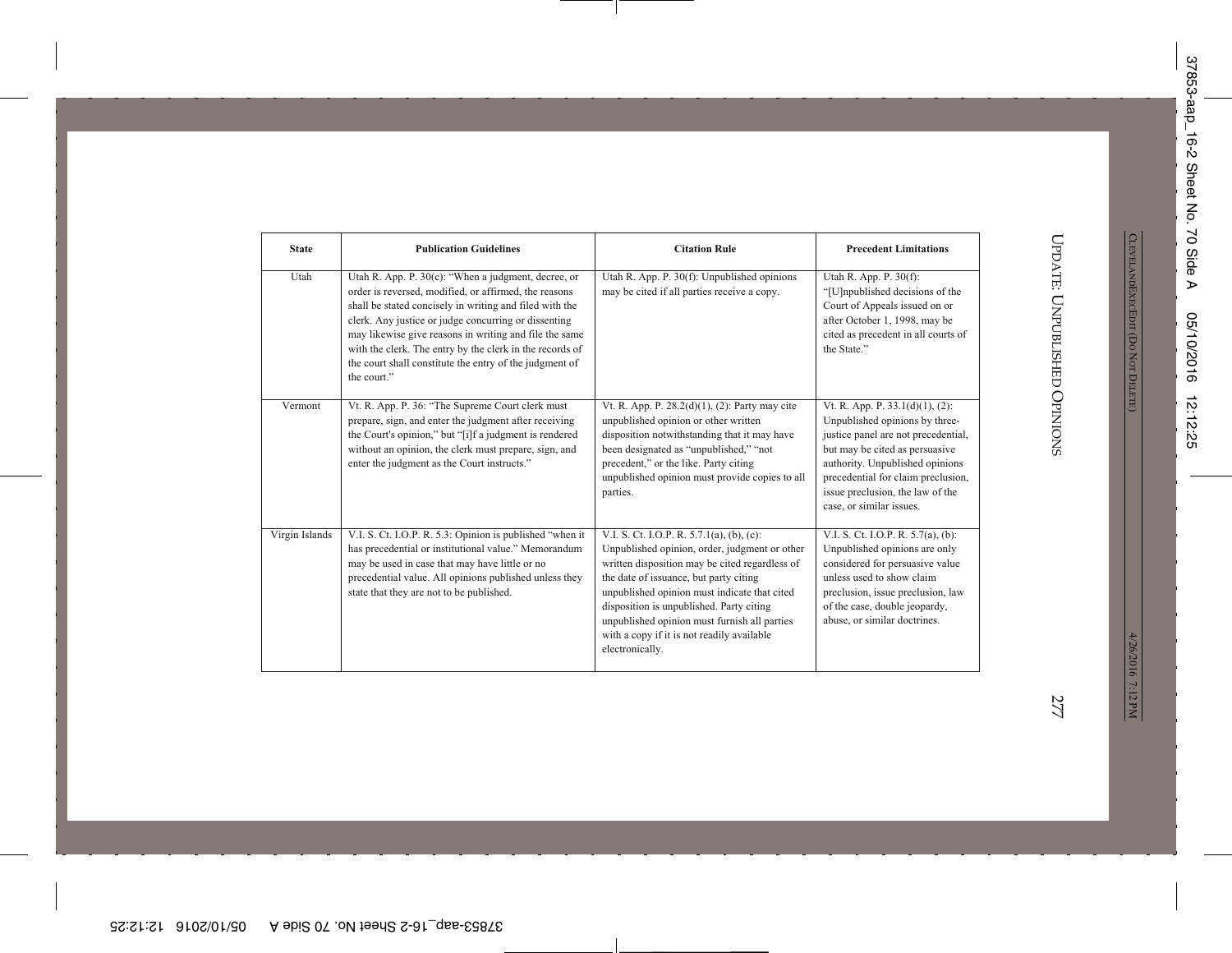| State | Publication Guidelines | Citation Rule | Precedent Limitations |
|---|---|---|---|
| Utah | Utah R. App. P. 30(c): "When a judgment, decree, or order is reversed, modified, or affirmed, the reasons shall be stated concisely in writing and filed with the clerk. Any justice or judge concurring or dissenting may likewise give reasons in writing and file the same with the clerk. The entry by the clerk in the records of the court shall constitute the entry of the judgment of the court." | Utah R. App. P. 30(f): Unpublished opinions may be cited if all parties receive a copy. | Utah R. App. P. 30(f): "[U]npublished decisions of the Court of Appeals issued on or after October 1, 1998, may be cited as precedent in all courts of the State." |
| Vermont | Vt. R. App. P. 36: "The Supreme Court clerk must prepare, sign, and enter the judgment after receiving the Court's opinion," but "[i]f a judgment is rendered without an opinion, the clerk must prepare, sign, and enter the judgment as the Court instructs." | Vt. R. App. P. 28.2(d)(1), (2): Party may cite unpublished opinion or other written disposition notwithstanding that it may have been designated as "unpublished," "not precedent," or the like. Party citing unpublished opinion must provide copies to all parties. | Vt. R. App. P. 33.1(d)(1), (2): Unpublished opinions by three-justice panel are not precedential, but may be cited as persuasive authority. Unpublished opinions precedential for claim preclusion, issue preclusion, the law of the case, or similar issues. |
| Virgin Islands | V.I. S. Ct. I.O.P. R. 5.3: Opinion is published "when it has precedential or institutional value." Memorandum may be used in case that may have little or no precedential value. All opinions published unless they state that they are not to be published. | V.I. S. Ct. I.O.P. R. 5.7.1(a), (b), (c): Unpublished opinion, order, judgment or other written disposition may be cited regardless of the date of issuance, but party citing unpublished opinion must indicate that cited disposition is unpublished. Party citing unpublished opinion must furnish all parties with a copy if it is not readily available electronically. | V.I. S. Ct. I.O.P. R. 5.7(a), (b): Unpublished opinions are only considered for persuasive value unless used to show claim preclusion, issue preclusion, law of the case, double jeopardy, abuse, or similar doctrines. |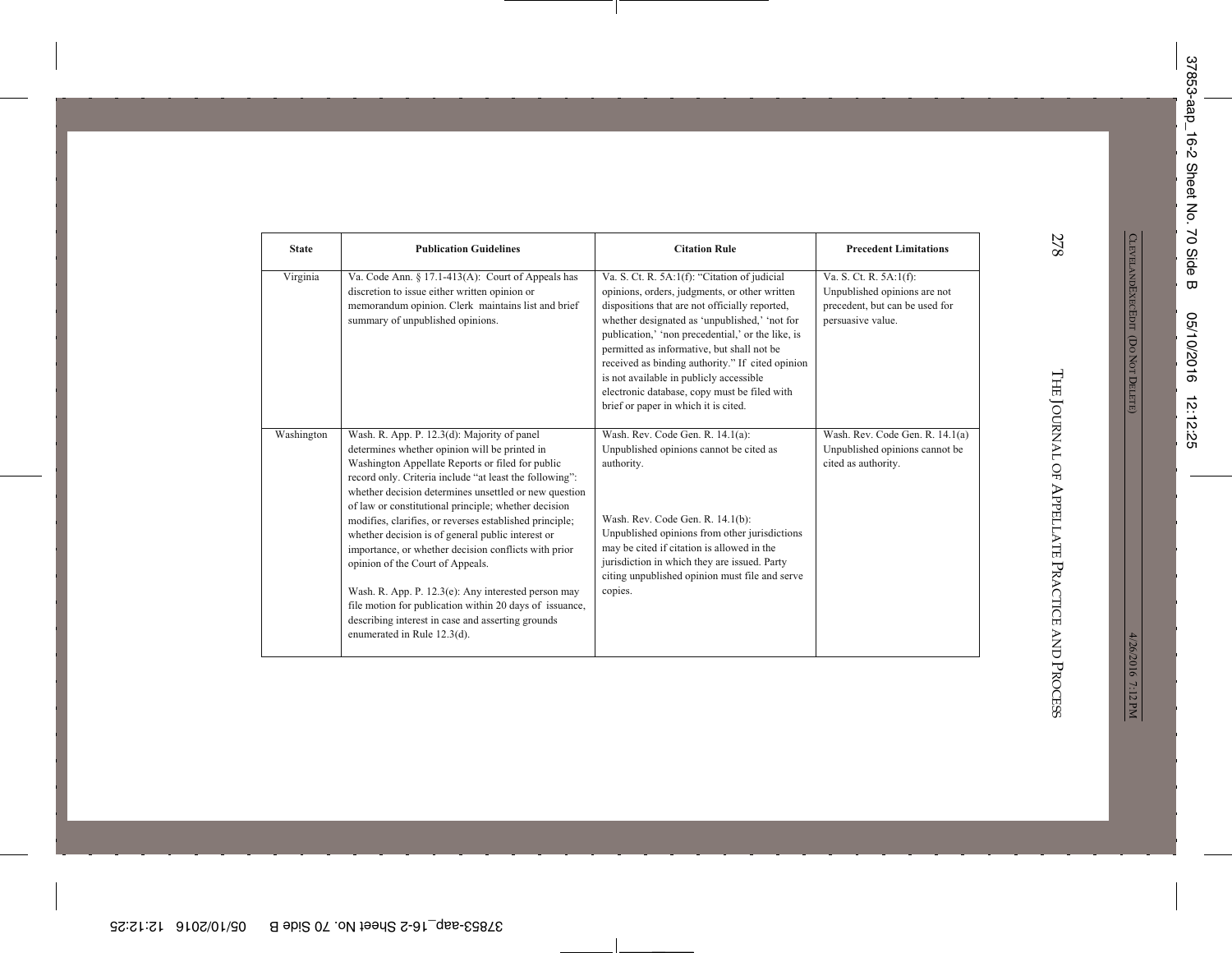| State | Publication Guidelines | Citation Rule | Precedent Limitations |
|---|---|---|---|
| Virginia | Va. Code Ann. § 17.1-413(A): Court of Appeals has discretion to issue either written opinion or memorandum opinion. Clerk maintains list and brief summary of unpublished opinions. | Va. S. Ct. R. 5A:1(f): "Citation of judicial opinions, orders, judgments, or other written dispositions that are not officially reported, whether designated as 'unpublished,' 'not for publication,' 'non precedential,' or the like, is permitted as informative, but shall not be received as binding authority." If cited opinion is not available in publicly accessible electronic database, copy must be filed with brief or paper in which it is cited. | Va. S. Ct. R. 5A:1(f): Unpublished opinions are not precedent, but can be used for persuasive value. |
| Washington | Wash. R. App. P. 12.3(d): Majority of panel determines whether opinion will be printed in Washington Appellate Reports or filed for public record only. Criteria include "at least the following": whether decision determines unsettled or new question of law or constitutional principle; whether decision modifies, clarifies, or reverses established principle; whether decision is of general public interest or importance, or whether decision conflicts with prior opinion of the Court of Appeals.<br><br>Wash. R. App. P. 12.3(e): Any interested person may file motion for publication within 20 days of issuance, describing interest in case and asserting grounds enumerated in Rule 12.3(d). | Wash. Rev. Code Gen. R. 14.1(a): Unpublished opinions cannot be cited as authority.<br><br>Wash. Rev. Code Gen. R. 14.1(b): Unpublished opinions from other jurisdictions may be cited if citation is allowed in the jurisdiction in which they are issued. Party citing unpublished opinion must file and serve copies. | Wash. Rev. Code Gen. R. 14.1(a) Unpublished opinions cannot be cited as authority. |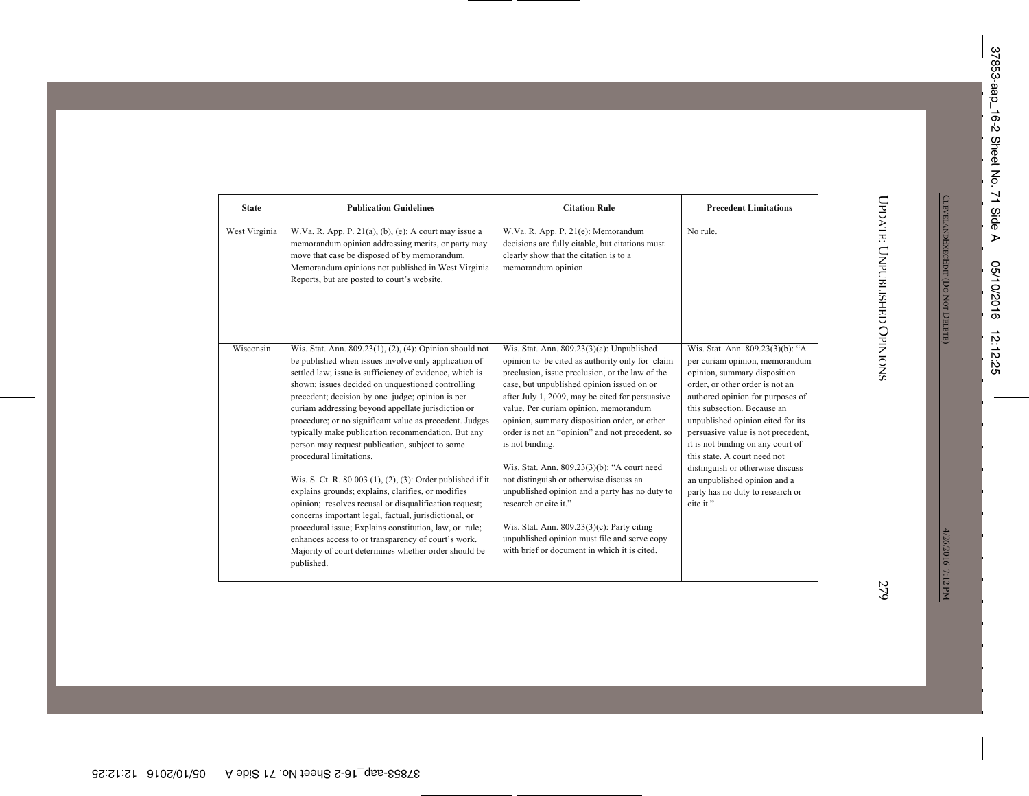| State | Publication Guidelines | Citation Rule | Precedent Limitations |
|---|---|---|---|
| West Virginia | W.Va. R. App. P. 21(a), (b), (e): A court may issue a memorandum opinion addressing merits, or party may move that case be disposed of by memorandum. Memorandum opinions not published in West Virginia Reports, but are posted to court's website. | W.Va. R. App. P. 21(e): Memorandum decisions are fully citable, but citations must clearly show that the citation is to a memorandum opinion. | No rule. |
| Wisconsin | Wis. Stat. Ann. 809.23(1), (2), (4): Opinion should not be published when issues involve only application of settled law; issue is sufficiency of evidence, which is shown; issues decided on unquestioned controlling precedent; decision by one judge; opinion is per curiam addressing beyond appellate jurisdiction or procedure; or no significant value as precedent. Judges typically make publication recommendation. But any person may request publication, subject to some procedural limitations.<br><br>Wis. S. Ct. R. 80.003 (1), (2), (3): Order published if it explains grounds; explains, clarifies, or modifies opinion; resolves recusal or disqualification request; concerns important legal, factual, jurisdictional, or procedural issue; Explains constitution, law, or rule; enhances access to or transparency of court's work. Majority of court determines whether order should be published. | Wis. Stat. Ann. 809.23(3)(a): Unpublished opinion to be cited as authority only for claim preclusion, issue preclusion, or the law of the case, but unpublished opinion issued on or after July 1, 2009, may be cited for persuasive value. Per curiam opinion, memorandum opinion, summary disposition order, or other order is not an "opinion" and not precedent, so is not binding.<br><br>Wis. Stat. Ann. 809.23(3)(b): "A court need not distinguish or otherwise discuss an unpublished opinion and a party has no duty to research or cite it."<br><br>Wis. Stat. Ann. 809.23(3)(c): Party citing unpublished opinion must file and serve copy with brief or document in which it is cited. | Wis. Stat. Ann. 809.23(3)(b): "A per curiam opinion, memorandum opinion, summary disposition order, or other order is not an authored opinion for purposes of this subsection. Because an unpublished opinion cited for its persuasive value is not precedent, it is not binding on any court of this state. A court need not distinguish or otherwise discuss an unpublished opinion and a party has no duty to research or cite it." |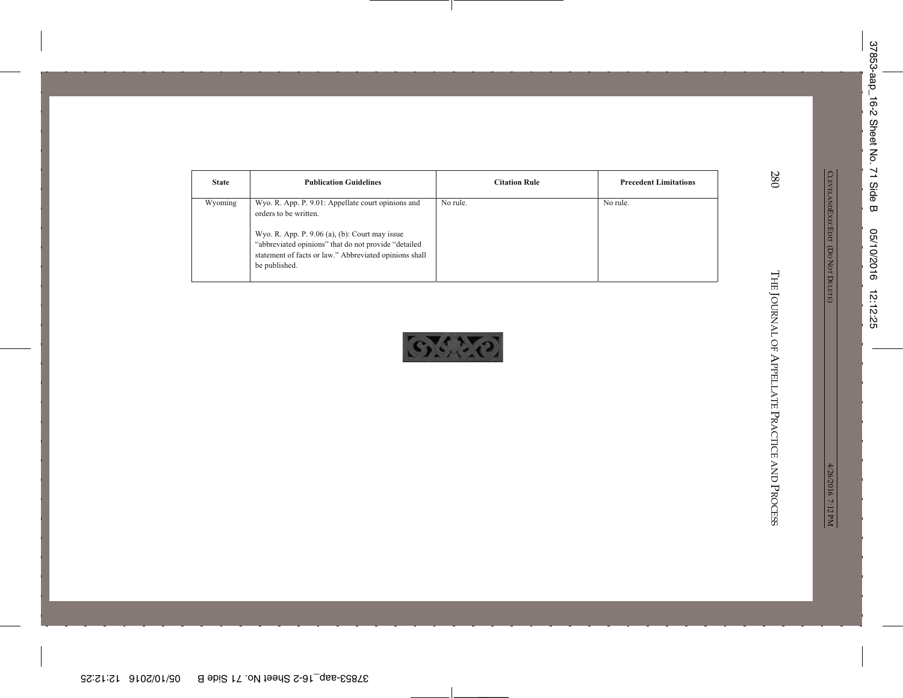| State | Publication Guidelines | Citation Rule | Precedent Limitations |
|---|---|---|---|
| Wyoming | Wyo. R. App. P. 9.01: Appellate court opinions and orders to be written.<br><br>Wyo. R. App. P. 9.06 (a), (b): Court may issue "abbreviated opinions" that do not provide "detailed statement of facts or law." Abbreviated opinions shall be published. | No rule. | No rule. |